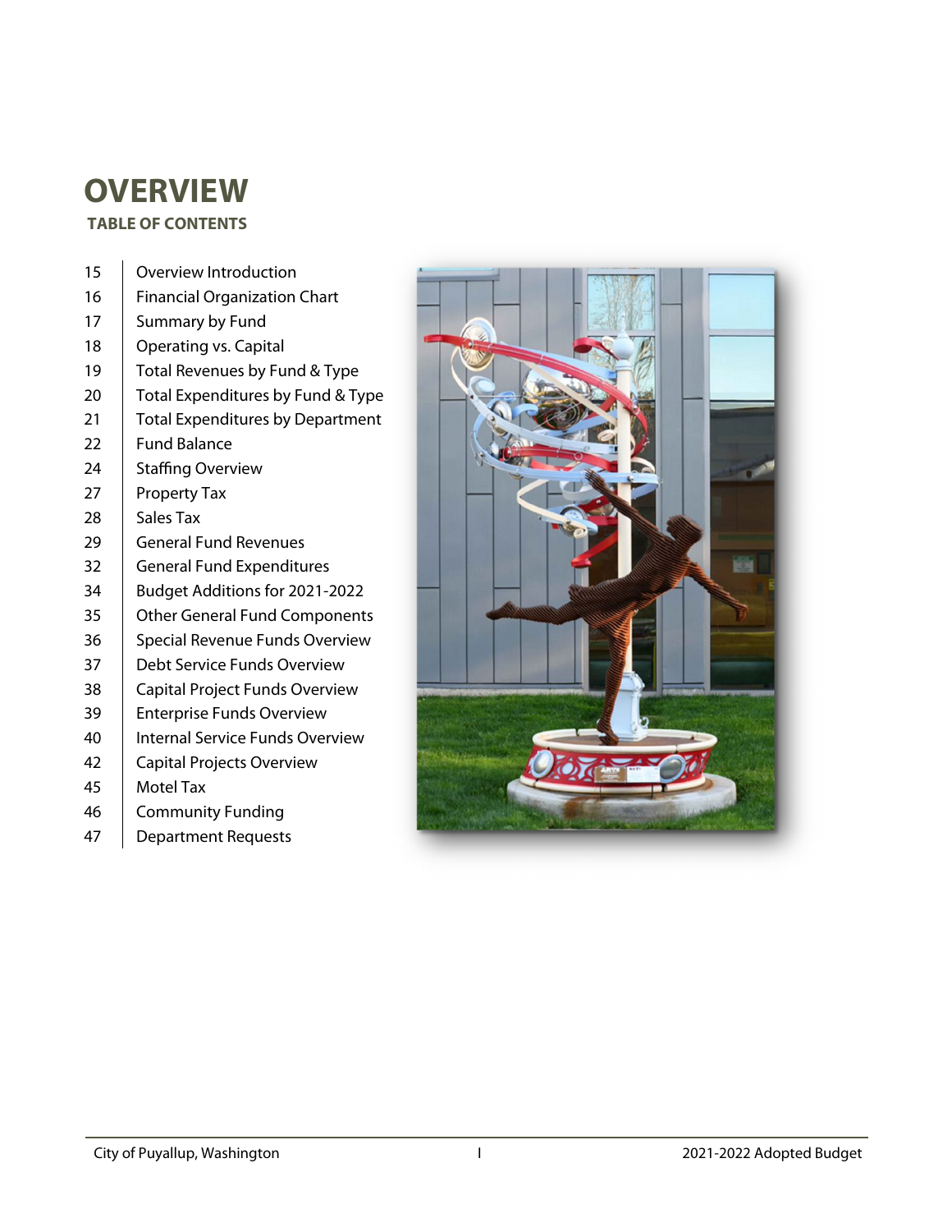# OVERVIEW

## TABLE OF CONTENTS

| Page | Section |
| --- | --- |
| 15 | Overview Introduction |
| 16 | Financial Organization Chart |
| 17 | Summary by Fund |
| 18 | Operating vs. Capital |
| 19 | Total Revenues by Fund & Type |
| 20 | Total Expenditures by Fund & Type |
| 21 | Total Expenditures by Department |
| 22 | Fund Balance |
| 24 | Staffing Overview |
| 27 | Property Tax |
| 28 | Sales Tax |
| 29 | General Fund Revenues |
| 32 | General Fund Expenditures |
| 34 | Budget Additions for 2021-2022 |
| 35 | Other General Fund Components |
| 36 | Special Revenue Funds Overview |
| 37 | Debt Service Funds Overview |
| 38 | Capital Project Funds Overview |
| 39 | Enterprise Funds Overview |
| 40 | Internal Service Funds Overview |
| 42 | Capital Projects Overview |
| 45 | Motel Tax |
| 46 | Community Funding |
| 47 | Department Requests |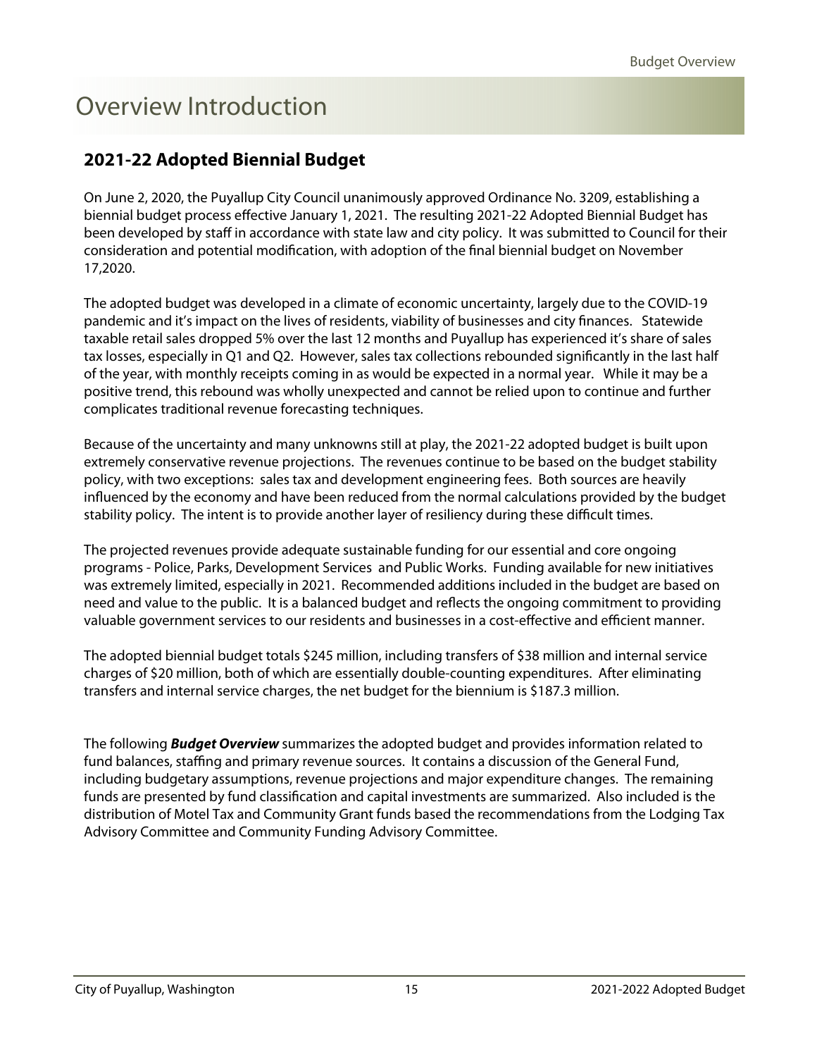# Overview Introduction

## 2021-22 Adopted Biennial Budget

On June 2, 2020, the Puyallup City Council unanimously approved Ordinance No. 3209, establishing a biennial budget process effective January 1, 2021. The resulting 2021-22 Adopted Biennial Budget has been developed by staff in accordance with state law and city policy. It was submitted to Council for their consideration and potential modification, with adoption of the final biennial budget on November 17,2020.

The adopted budget was developed in a climate of economic uncertainty, largely due to the COVID-19 pandemic and it's impact on the lives of residents, viability of businesses and city finances. Statewide taxable retail sales dropped 5% over the last 12 months and Puyallup has experienced it's share of sales tax losses, especially in Q1 and Q2. However, sales tax collections rebounded significantly in the last half of the year, with monthly receipts coming in as would be expected in a normal year. While it may be a positive trend, this rebound was wholly unexpected and cannot be relied upon to continue and further complicates traditional revenue forecasting techniques.

Because of the uncertainty and many unknowns still at play, the 2021-22 adopted budget is built upon extremely conservative revenue projections. The revenues continue to be based on the budget stability policy, with two exceptions: sales tax and development engineering fees. Both sources are heavily influenced by the economy and have been reduced from the normal calculations provided by the budget stability policy. The intent is to provide another layer of resiliency during these difficult times.

The projected revenues provide adequate sustainable funding for our essential and core ongoing programs - Police, Parks, Development Services and Public Works. Funding available for new initiatives was extremely limited, especially in 2021. Recommended additions included in the budget are based on need and value to the public. It is a balanced budget and reflects the ongoing commitment to providing valuable government services to our residents and businesses in a cost-effective and efficient manner.

The adopted biennial budget totals $245 million, including transfers of $38 million and internal service charges of $20 million, both of which are essentially double-counting expenditures. After eliminating transfers and internal service charges, the net budget for the biennium is $187.3 million.

The following ***Budget Overview*** summarizes the adopted budget and provides information related to fund balances, staffing and primary revenue sources. It contains a discussion of the General Fund, including budgetary assumptions, revenue projections and major expenditure changes. The remaining funds are presented by fund classification and capital investments are summarized. Also included is the distribution of Motel Tax and Community Grant funds based the recommendations from the Lodging Tax Advisory Committee and Community Funding Advisory Committee.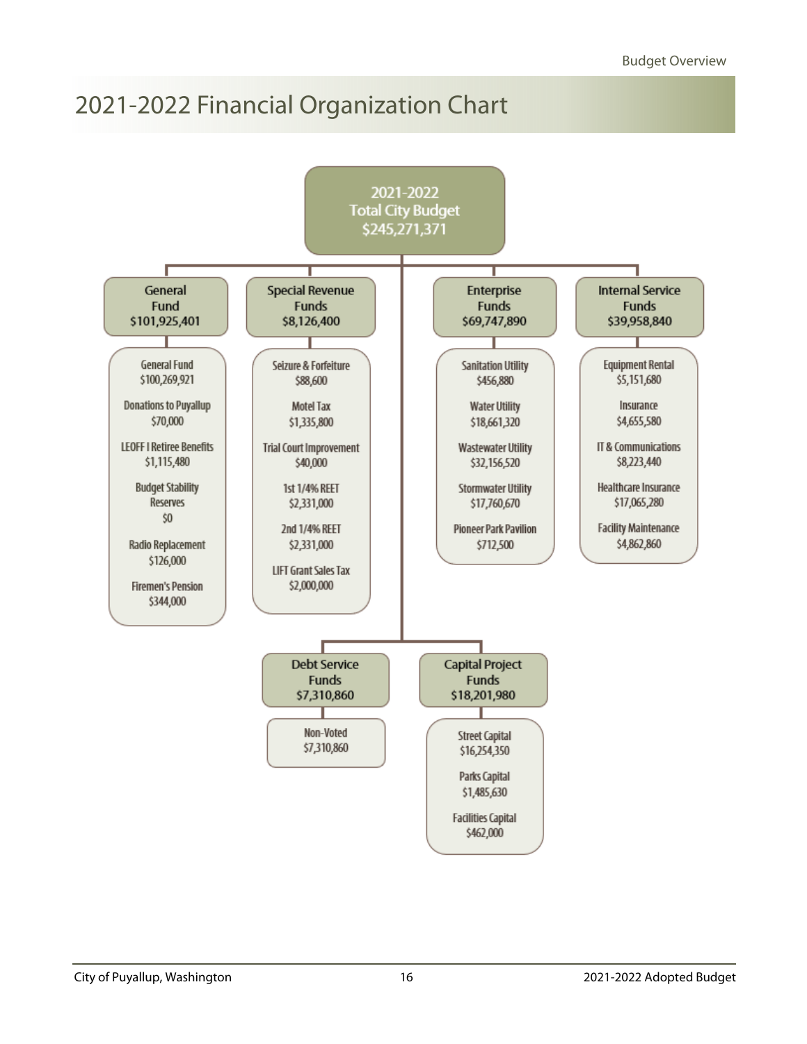# 2021-2022 Financial Organization Chart

**2021-2022 Total City Budget $245,271,371**

## General Fund $101,925,401

- General Fund $100,269,921
- Donations to Puyallup $70,000
- LEOFF I Retiree Benefits $1,115,480
- Budget Stability Reserves $0
- Radio Replacement $126,000
- Firemen's Pension $344,000

## Special Revenue Funds $8,126,400

- Seizure & Forfeiture $88,600
- Motel Tax $1,335,800
- Trial Court Improvement $40,000
- 1st 1/4% REET $2,331,000
- 2nd 1/4% REET $2,331,000
- LIFT Grant Sales Tax $2,000,000

## Enterprise Funds $69,747,890

- Sanitation Utility $456,880
- Water Utility $18,661,320
- Wastewater Utility $32,156,520
- Stormwater Utility $17,760,670
- Pioneer Park Pavilion $712,500

## Internal Service Funds $39,958,840

- Equipment Rental $5,151,680
- Insurance $4,655,580
- IT & Communications $8,223,440
- Healthcare Insurance $17,065,280
- Facility Maintenance $4,862,860

## Debt Service Funds $7,310,860

- Non-Voted $7,310,860

## Capital Project Funds $18,201,980

- Street Capital $16,254,350
- Parks Capital $1,485,630
- Facilities Capital $462,000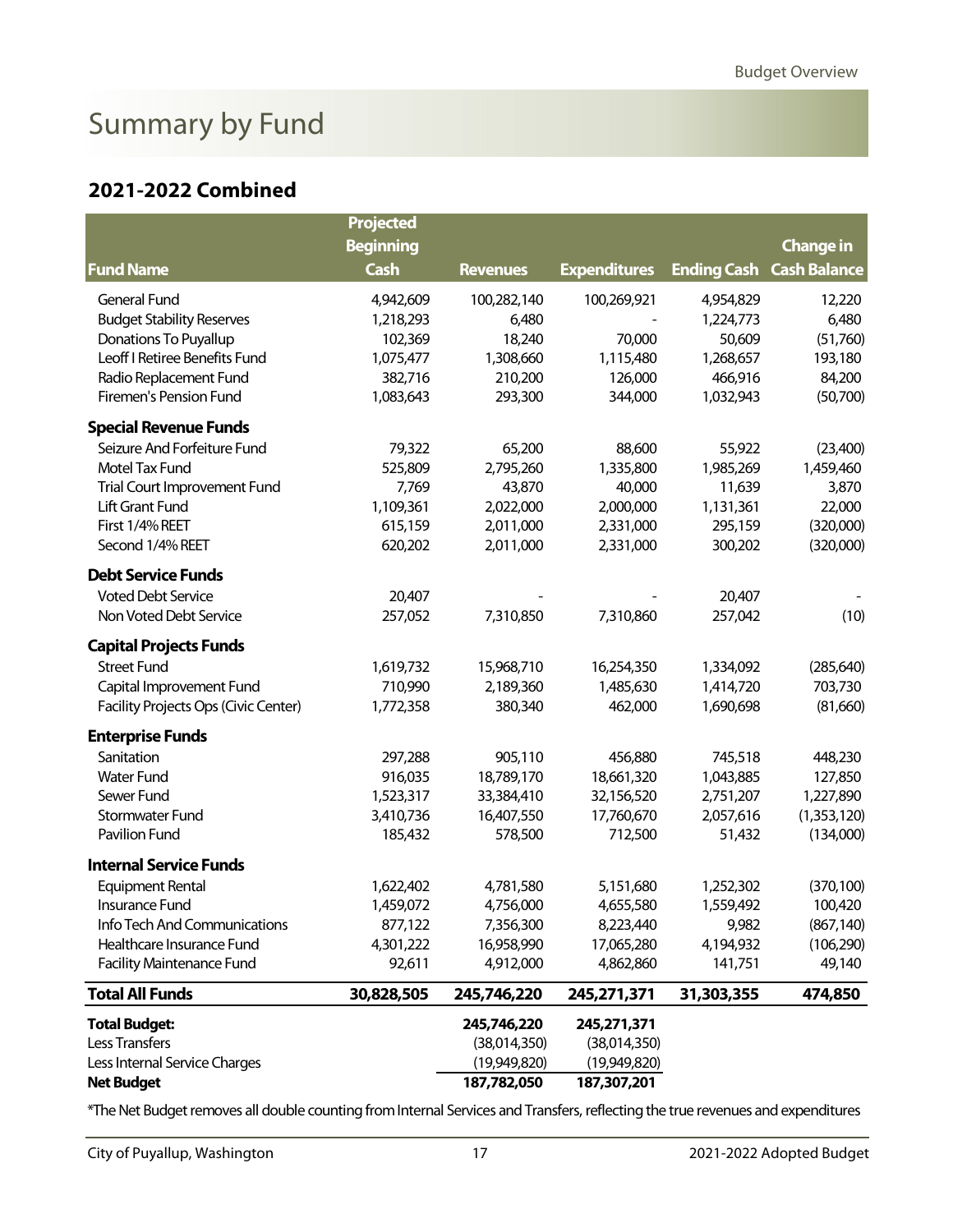# Summary by Fund

## 2021-2022 Combined

| Fund Name | Projected Beginning Cash | Revenues | Expenditures | Ending Cash | Change in Cash Balance |
|---|---|---|---|---|---|
| General Fund | 4,942,609 | 100,282,140 | 100,269,921 | 4,954,829 | 12,220 |
| Budget Stability Reserves | 1,218,293 | 6,480 | - | 1,224,773 | 6,480 |
| Donations To Puyallup | 102,369 | 18,240 | 70,000 | 50,609 | (51,760) |
| Leoff I Retiree Benefits Fund | 1,075,477 | 1,308,660 | 1,115,480 | 1,268,657 | 193,180 |
| Radio Replacement Fund | 382,716 | 210,200 | 126,000 | 466,916 | 84,200 |
| Firemen's Pension Fund | 1,083,643 | 293,300 | 344,000 | 1,032,943 | (50,700) |
| **Special Revenue Funds** | | | | | |
| Seizure And Forfeiture Fund | 79,322 | 65,200 | 88,600 | 55,922 | (23,400) |
| Motel Tax Fund | 525,809 | 2,795,260 | 1,335,800 | 1,985,269 | 1,459,460 |
| Trial Court Improvement Fund | 7,769 | 43,870 | 40,000 | 11,639 | 3,870 |
| Lift Grant Fund | 1,109,361 | 2,022,000 | 2,000,000 | 1,131,361 | 22,000 |
| First 1/4% REET | 615,159 | 2,011,000 | 2,331,000 | 295,159 | (320,000) |
| Second 1/4% REET | 620,202 | 2,011,000 | 2,331,000 | 300,202 | (320,000) |
| **Debt Service Funds** | | | | | |
| Voted Debt Service | 20,407 | - | - | 20,407 | - |
| Non Voted Debt Service | 257,052 | 7,310,850 | 7,310,860 | 257,042 | (10) |
| **Capital Projects Funds** | | | | | |
| Street Fund | 1,619,732 | 15,968,710 | 16,254,350 | 1,334,092 | (285,640) |
| Capital Improvement Fund | 710,990 | 2,189,360 | 1,485,630 | 1,414,720 | 703,730 |
| Facility Projects Ops (Civic Center) | 1,772,358 | 380,340 | 462,000 | 1,690,698 | (81,660) |
| **Enterprise Funds** | | | | | |
| Sanitation | 297,288 | 905,110 | 456,880 | 745,518 | 448,230 |
| Water Fund | 916,035 | 18,789,170 | 18,661,320 | 1,043,885 | 127,850 |
| Sewer Fund | 1,523,317 | 33,384,410 | 32,156,520 | 2,751,207 | 1,227,890 |
| Stormwater Fund | 3,410,736 | 16,407,550 | 17,760,670 | 2,057,616 | (1,353,120) |
| Pavilion Fund | 185,432 | 578,500 | 712,500 | 51,432 | (134,000) |
| **Internal Service Funds** | | | | | |
| Equipment Rental | 1,622,402 | 4,781,580 | 5,151,680 | 1,252,302 | (370,100) |
| Insurance Fund | 1,459,072 | 4,756,000 | 4,655,580 | 1,559,492 | 100,420 |
| Info Tech And Communications | 877,122 | 7,356,300 | 8,223,440 | 9,982 | (867,140) |
| Healthcare Insurance Fund | 4,301,222 | 16,958,990 | 17,065,280 | 4,194,932 | (106,290) |
| Facility Maintenance Fund | 92,611 | 4,912,000 | 4,862,860 | 141,751 | 49,140 |
| **Total All Funds** | **30,828,505** | **245,746,220** | **245,271,371** | **31,303,355** | **474,850** |
| **Total Budget:** | | **245,746,220** | **245,271,371** | | |
| Less Transfers | | (38,014,350) | (38,014,350) | | |
| Less Internal Service Charges | | (19,949,820) | (19,949,820) | | |
| **Net Budget** | | **187,782,050** | **187,307,201** | | |

*The Net Budget removes all double counting from Internal Services and Transfers, reflecting the true revenues and expenditures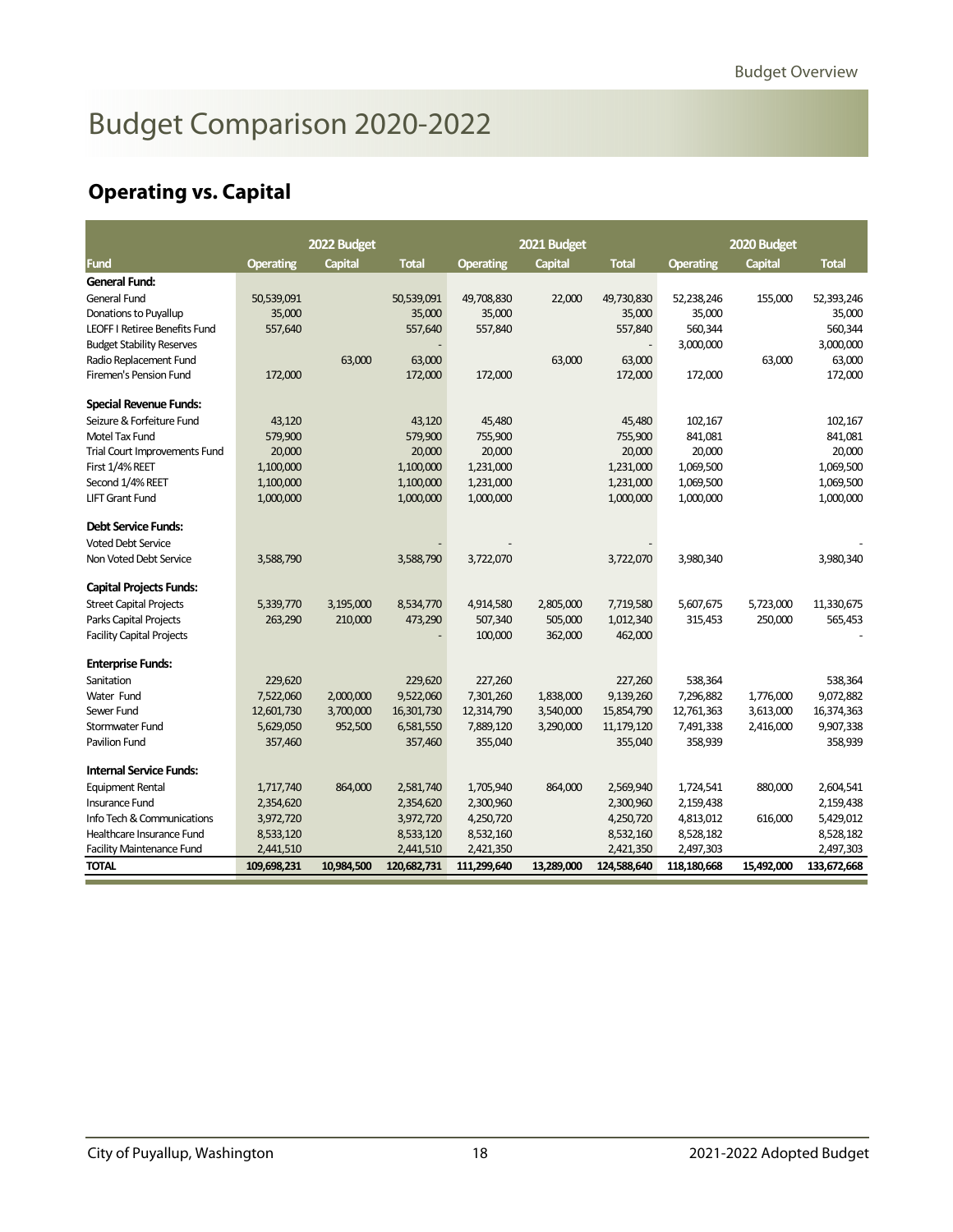# Budget Comparison 2020-2022

## Operating vs. Capital

| | 2022 Budget | | | 2021 Budget | | | 2020 Budget | | |
|---|---|---|---|---|---|---|---|---|---|
| Fund | Operating | Capital | Total | Operating | Capital | Total | Operating | Capital | Total |
| **General Fund:** | | | | | | | | | |
| General Fund | 50,539,091 | | 50,539,091 | 49,708,830 | 22,000 | 49,730,830 | 52,238,246 | 155,000 | 52,393,246 |
| Donations to Puyallup | 35,000 | | 35,000 | 35,000 | | 35,000 | 35,000 | | 35,000 |
| LEOFF I Retiree Benefits Fund | 557,640 | | 557,640 | 557,840 | | 557,840 | 560,344 | | 560,344 |
| Budget Stability Reserves | | | - | | | - | 3,000,000 | | 3,000,000 |
| Radio Replacement Fund | | 63,000 | 63,000 | | 63,000 | 63,000 | | 63,000 | 63,000 |
| Firemen's Pension Fund | 172,000 | | 172,000 | 172,000 | | 172,000 | 172,000 | | 172,000 |
| **Special Revenue Funds:** | | | | | | | | | |
| Seizure & Forfeiture Fund | 43,120 | | 43,120 | 45,480 | | 45,480 | 102,167 | | 102,167 |
| Motel Tax Fund | 579,900 | | 579,900 | 755,900 | | 755,900 | 841,081 | | 841,081 |
| Trial Court Improvements Fund | 20,000 | | 20,000 | 20,000 | | 20,000 | 20,000 | | 20,000 |
| First 1/4% REET | 1,100,000 | | 1,100,000 | 1,231,000 | | 1,231,000 | 1,069,500 | | 1,069,500 |
| Second 1/4% REET | 1,100,000 | | 1,100,000 | 1,231,000 | | 1,231,000 | 1,069,500 | | 1,069,500 |
| LIFT Grant Fund | 1,000,000 | | 1,000,000 | 1,000,000 | | 1,000,000 | 1,000,000 | | 1,000,000 |
| **Debt Service Funds:** | | | | | | | | | |
| Voted Debt Service | | | - | - | | - | | | - |
| Non Voted Debt Service | 3,588,790 | | 3,588,790 | 3,722,070 | | 3,722,070 | 3,980,340 | | 3,980,340 |
| **Capital Projects Funds:** | | | | | | | | | |
| Street Capital Projects | 5,339,770 | 3,195,000 | 8,534,770 | 4,914,580 | 2,805,000 | 7,719,580 | 5,607,675 | 5,723,000 | 11,330,675 |
| Parks Capital Projects | 263,290 | 210,000 | 473,290 | 507,340 | 505,000 | 1,012,340 | 315,453 | 250,000 | 565,453 |
| Facility Capital Projects | | | - | 100,000 | 362,000 | 462,000 | | | - |
| **Enterprise Funds:** | | | | | | | | | |
| Sanitation | 229,620 | | 229,620 | 227,260 | | 227,260 | 538,364 | | 538,364 |
| Water Fund | 7,522,060 | 2,000,000 | 9,522,060 | 7,301,260 | 1,838,000 | 9,139,260 | 7,296,882 | 1,776,000 | 9,072,882 |
| Sewer Fund | 12,601,730 | 3,700,000 | 16,301,730 | 12,314,790 | 3,540,000 | 15,854,790 | 12,761,363 | 3,613,000 | 16,374,363 |
| Stormwater Fund | 5,629,050 | 952,500 | 6,581,550 | 7,889,120 | 3,290,000 | 11,179,120 | 7,491,338 | 2,416,000 | 9,907,338 |
| Pavilion Fund | 357,460 | | 357,460 | 355,040 | | 355,040 | 358,939 | | 358,939 |
| **Internal Service Funds:** | | | | | | | | | |
| Equipment Rental | 1,717,740 | 864,000 | 2,581,740 | 1,705,940 | 864,000 | 2,569,940 | 1,724,541 | 880,000 | 2,604,541 |
| Insurance Fund | 2,354,620 | | 2,354,620 | 2,300,960 | | 2,300,960 | 2,159,438 | | 2,159,438 |
| Info Tech & Communications | 3,972,720 | | 3,972,720 | 4,250,720 | | 4,250,720 | 4,813,012 | 616,000 | 5,429,012 |
| Healthcare Insurance Fund | 8,533,120 | | 8,533,120 | 8,532,160 | | 8,532,160 | 8,528,182 | | 8,528,182 |
| Facility Maintenance Fund | 2,441,510 | | 2,441,510 | 2,421,350 | | 2,421,350 | 2,497,303 | | 2,497,303 |
| **TOTAL** | **109,698,231** | **10,984,500** | **120,682,731** | **111,299,640** | **13,289,000** | **124,588,640** | **118,180,668** | **15,492,000** | **133,672,668** |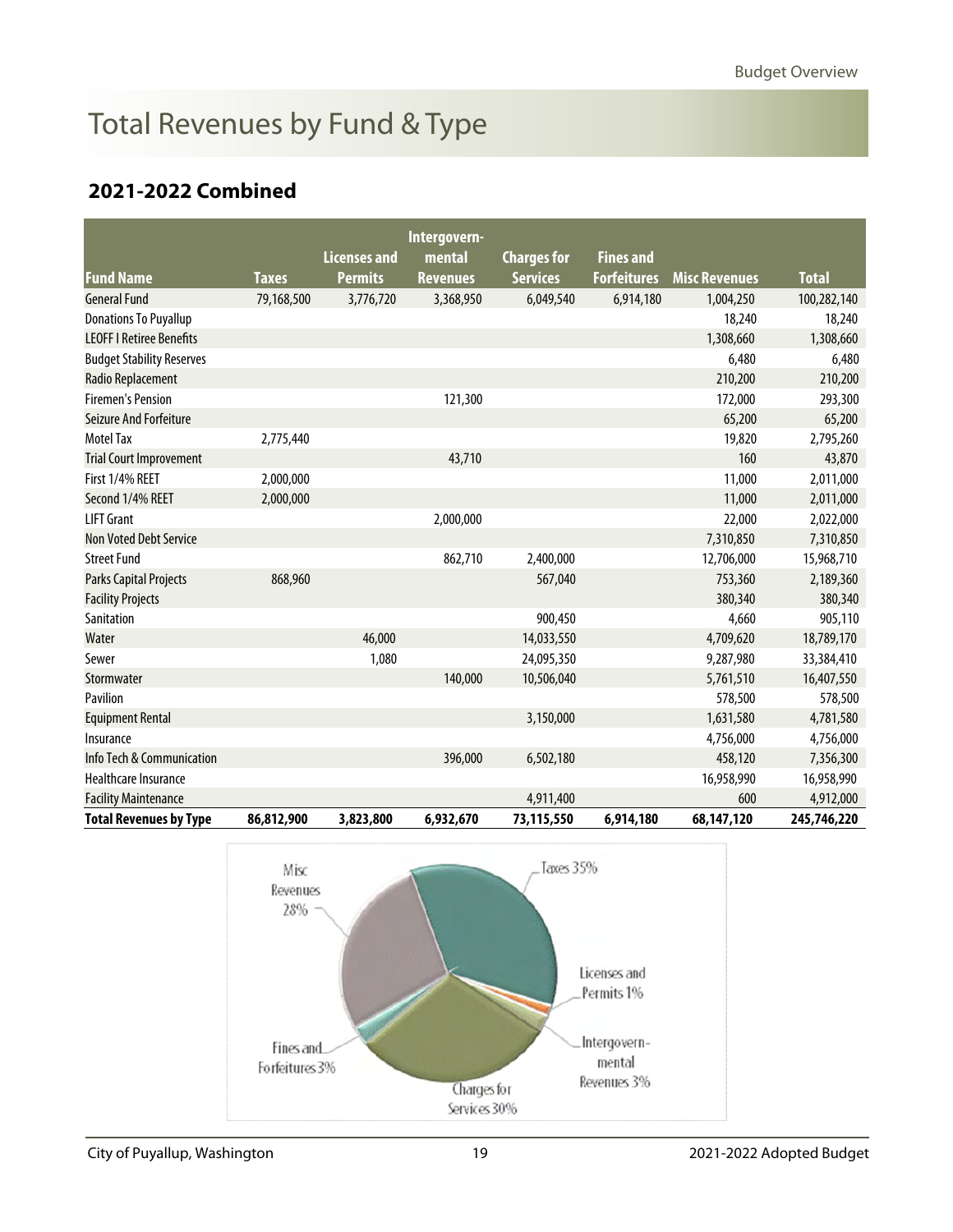# Total Revenues by Fund & Type

## 2021-2022 Combined

| Fund Name | Taxes | Licenses and Permits | Intergovern-mental Revenues | Charges for Services | Fines and Forfeitures | Misc Revenues | Total |
|---|---|---|---|---|---|---|---|
| General Fund | 79,168,500 | 3,776,720 | 3,368,950 | 6,049,540 | 6,914,180 | 1,004,250 | 100,282,140 |
| Donations To Puyallup | | | | | | 18,240 | 18,240 |
| LEOFF I Retiree Benefits | | | | | | 1,308,660 | 1,308,660 |
| Budget Stability Reserves | | | | | | 6,480 | 6,480 |
| Radio Replacement | | | | | | 210,200 | 210,200 |
| Firemen's Pension | | | 121,300 | | | 172,000 | 293,300 |
| Seizure And Forfeiture | | | | | | 65,200 | 65,200 |
| Motel Tax | 2,775,440 | | | | | 19,820 | 2,795,260 |
| Trial Court Improvement | | | 43,710 | | | 160 | 43,870 |
| First 1/4% REET | 2,000,000 | | | | | 11,000 | 2,011,000 |
| Second 1/4% REET | 2,000,000 | | | | | 11,000 | 2,011,000 |
| LIFT Grant | | | 2,000,000 | | | 22,000 | 2,022,000 |
| Non Voted Debt Service | | | | | | 7,310,850 | 7,310,850 |
| Street Fund | | | 862,710 | 2,400,000 | | 12,706,000 | 15,968,710 |
| Parks Capital Projects | 868,960 | | | 567,040 | | 753,360 | 2,189,360 |
| Facility Projects | | | | | | 380,340 | 380,340 |
| Sanitation | | | | 900,450 | | 4,660 | 905,110 |
| Water | | 46,000 | | 14,033,550 | | 4,709,620 | 18,789,170 |
| Sewer | | 1,080 | | 24,095,350 | | 9,287,980 | 33,384,410 |
| Stormwater | | | 140,000 | 10,506,040 | | 5,761,510 | 16,407,550 |
| Pavilion | | | | | | 578,500 | 578,500 |
| Equipment Rental | | | | 3,150,000 | | 1,631,580 | 4,781,580 |
| Insurance | | | | | | 4,756,000 | 4,756,000 |
| Info Tech & Communication | | | 396,000 | 6,502,180 | | 458,120 | 7,356,300 |
| Healthcare Insurance | | | | | | 16,958,990 | 16,958,990 |
| Facility Maintenance | | | | 4,911,400 | | 600 | 4,912,000 |
| **Total Revenues by Type** | **86,812,900** | **3,823,800** | **6,932,670** | **73,115,550** | **6,914,180** | **68,147,120** | **245,746,220** |

Taxes 35%; Licenses and Permits 1%; Intergovernmental Revenues 3%; Charges for Services 30%; Fines and Forfeitures 3%; Misc Revenues 28%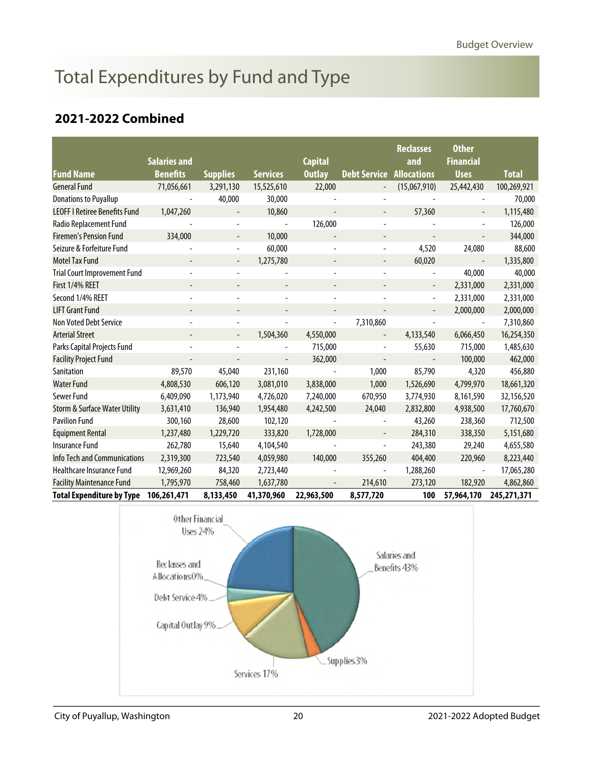# Total Expenditures by Fund and Type

## 2021-2022 Combined

| Fund Name | Salaries and Benefits | Supplies | Services | Capital Outlay | Debt Service | Reclasses and Allocations | Other Financial Uses | Total |
|---|---|---|---|---|---|---|---|---|
| General Fund | 71,056,661 | 3,291,130 | 15,525,610 | 22,000 | - | (15,067,910) | 25,442,430 | 100,269,921 |
| Donations to Puyallup | - | 40,000 | 30,000 | - | - | - | - | 70,000 |
| LEOFF I Retiree Benefits Fund | 1,047,260 | - | 10,860 | - | - | 57,360 | - | 1,115,480 |
| Radio Replacement Fund | - | - | - | 126,000 | - | - | - | 126,000 |
| Firemen's Pension Fund | 334,000 | - | 10,000 | - | - | - | - | 344,000 |
| Seizure & Forfeiture Fund | - | - | 60,000 | - | - | 4,520 | 24,080 | 88,600 |
| Motel Tax Fund | - | - | 1,275,780 | - | - | 60,020 | - | 1,335,800 |
| Trial Court Improvement Fund | - | - | - | - | - | - | 40,000 | 40,000 |
| First 1/4% REET | - | - | - | - | - | - | 2,331,000 | 2,331,000 |
| Second 1/4% REET | - | - | - | - | - | - | 2,331,000 | 2,331,000 |
| LIFT Grant Fund | - | - | - | - | - | - | 2,000,000 | 2,000,000 |
| Non Voted Debt Service | - | - | - | - | 7,310,860 | - | - | 7,310,860 |
| Arterial Street | - | - | 1,504,360 | 4,550,000 | - | 4,133,540 | 6,066,450 | 16,254,350 |
| Parks Capital Projects Fund | - | - | - | 715,000 | - | 55,630 | 715,000 | 1,485,630 |
| Facility Project Fund | - | - | - | 362,000 | - | - | 100,000 | 462,000 |
| Sanitation | 89,570 | 45,040 | 231,160 | - | 1,000 | 85,790 | 4,320 | 456,880 |
| Water Fund | 4,808,530 | 606,120 | 3,081,010 | 3,838,000 | 1,000 | 1,526,690 | 4,799,970 | 18,661,320 |
| Sewer Fund | 6,409,090 | 1,173,940 | 4,726,020 | 7,240,000 | 670,950 | 3,774,930 | 8,161,590 | 32,156,520 |
| Storm & Surface Water Utility | 3,631,410 | 136,940 | 1,954,480 | 4,242,500 | 24,040 | 2,832,800 | 4,938,500 | 17,760,670 |
| Pavilion Fund | 300,160 | 28,600 | 102,120 | - | - | 43,260 | 238,360 | 712,500 |
| Equipment Rental | 1,237,480 | 1,229,720 | 333,820 | 1,728,000 | - | 284,310 | 338,350 | 5,151,680 |
| Insurance Fund | 262,780 | 15,640 | 4,104,540 | - | - | 243,380 | 29,240 | 4,655,580 |
| Info Tech and Communications | 2,319,300 | 723,540 | 4,059,980 | 140,000 | 355,260 | 404,400 | 220,960 | 8,223,440 |
| Healthcare Insurance Fund | 12,969,260 | 84,320 | 2,723,440 | - | - | 1,288,260 | - | 17,065,280 |
| Facility Maintenance Fund | 1,795,970 | 758,460 | 1,637,780 | - | 214,610 | 273,120 | 182,920 | 4,862,860 |
| **Total Expenditure by Type** | **106,261,471** | **8,133,450** | **41,370,960** | **22,963,500** | **8,577,720** | **100** | **57,964,170** | **245,271,371** |

Other Financial Uses 24%
Reclasses and Allocations 0%
Debt Service 4%
Capital Outlay 9%
Services 17%
Supplies 3%
Salaries and Benefits 43%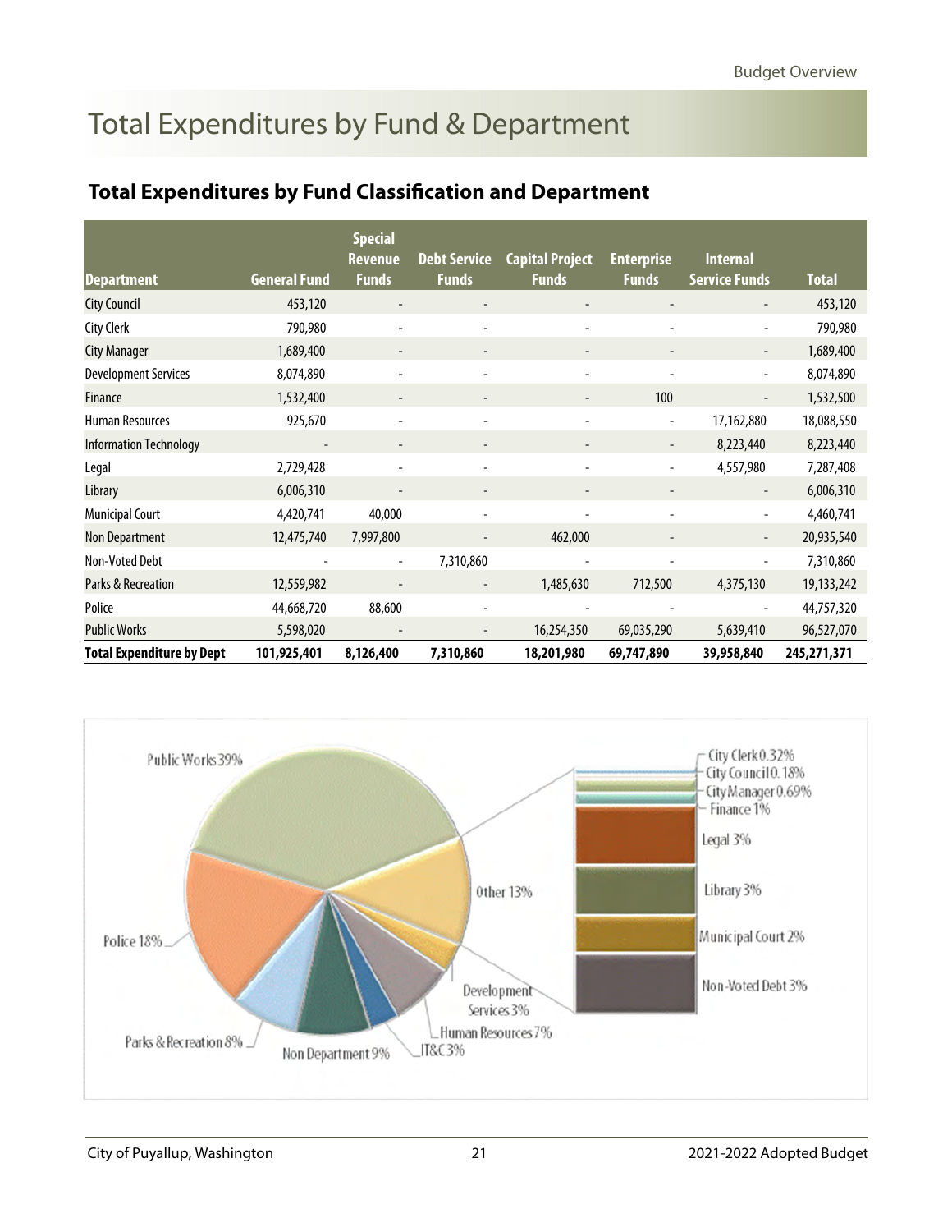# Total Expenditures by Fund & Department

## Total Expenditures by Fund Classification and Department

| Department | General Fund | Special Revenue Funds | Debt Service Funds | Capital Project Funds | Enterprise Funds | Internal Service Funds | Total |
|---|---|---|---|---|---|---|---|
| City Council | 453,120 | - | - | - | - | - | 453,120 |
| City Clerk | 790,980 | - | - | - | - | - | 790,980 |
| City Manager | 1,689,400 | - | - | - | - | - | 1,689,400 |
| Development Services | 8,074,890 | - | - | - | - | - | 8,074,890 |
| Finance | 1,532,400 | - | - | - | 100 | - | 1,532,500 |
| Human Resources | 925,670 | - | - | - | - | 17,162,880 | 18,088,550 |
| Information Technology | - | - | - | - | - | 8,223,440 | 8,223,440 |
| Legal | 2,729,428 | - | - | - | - | 4,557,980 | 7,287,408 |
| Library | 6,006,310 | - | - | - | - | - | 6,006,310 |
| Municipal Court | 4,420,741 | 40,000 | - | - | - | - | 4,460,741 |
| Non Department | 12,475,740 | 7,997,800 | - | 462,000 | - | - | 20,935,540 |
| Non-Voted Debt | - | - | 7,310,860 | - | - | - | 7,310,860 |
| Parks & Recreation | 12,559,982 | - | - | 1,485,630 | 712,500 | 4,375,130 | 19,133,242 |
| Police | 44,668,720 | 88,600 | - | - | - | - | 44,757,320 |
| Public Works | 5,598,020 | - | - | 16,254,350 | 69,035,290 | 5,639,410 | 96,527,070 |
| **Total Expenditure by Dept** | **101,925,401** | **8,126,400** | **7,310,860** | **18,201,980** | **69,747,890** | **39,958,840** | **245,271,371** |

Public Works 39%
Police 18%
Parks & Recreation 8%
Non Department 9%
IT&C 3%
Human Resources 7%
Development Services 3%
Other 13%
City Clerk 0.32%
City Council 0.18%
City Manager 0.69%
Finance 1%
Legal 3%
Library 3%
Municipal Court 2%
Non-Voted Debt 3%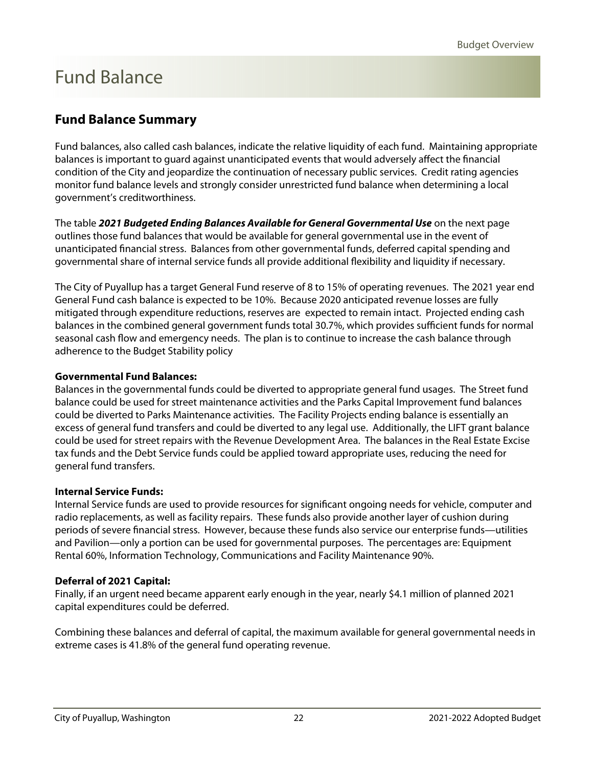# Fund Balance

## Fund Balance Summary

Fund balances, also called cash balances, indicate the relative liquidity of each fund. Maintaining appropriate balances is important to guard against unanticipated events that would adversely affect the financial condition of the City and jeopardize the continuation of necessary public services. Credit rating agencies monitor fund balance levels and strongly consider unrestricted fund balance when determining a local government's creditworthiness.

The table ***2021 Budgeted Ending Balances Available for General Governmental Use*** on the next page outlines those fund balances that would be available for general governmental use in the event of unanticipated financial stress. Balances from other governmental funds, deferred capital spending and governmental share of internal service funds all provide additional flexibility and liquidity if necessary.

The City of Puyallup has a target General Fund reserve of 8 to 15% of operating revenues. The 2021 year end General Fund cash balance is expected to be 10%. Because 2020 anticipated revenue losses are fully mitigated through expenditure reductions, reserves are expected to remain intact. Projected ending cash balances in the combined general government funds total 30.7%, which provides sufficient funds for normal seasonal cash flow and emergency needs. The plan is to continue to increase the cash balance through adherence to the Budget Stability policy

**Governmental Fund Balances:**
Balances in the governmental funds could be diverted to appropriate general fund usages. The Street fund balance could be used for street maintenance activities and the Parks Capital Improvement fund balances could be diverted to Parks Maintenance activities. The Facility Projects ending balance is essentially an excess of general fund transfers and could be diverted to any legal use. Additionally, the LIFT grant balance could be used for street repairs with the Revenue Development Area. The balances in the Real Estate Excise tax funds and the Debt Service funds could be applied toward appropriate uses, reducing the need for general fund transfers.

**Internal Service Funds:**
Internal Service funds are used to provide resources for significant ongoing needs for vehicle, computer and radio replacements, as well as facility repairs. These funds also provide another layer of cushion during periods of severe financial stress. However, because these funds also service our enterprise funds—utilities and Pavilion—only a portion can be used for governmental purposes. The percentages are: Equipment Rental 60%, Information Technology, Communications and Facility Maintenance 90%.

**Deferral of 2021 Capital:**
Finally, if an urgent need became apparent early enough in the year, nearly $4.1 million of planned 2021 capital expenditures could be deferred.

Combining these balances and deferral of capital, the maximum available for general governmental needs in extreme cases is 41.8% of the general fund operating revenue.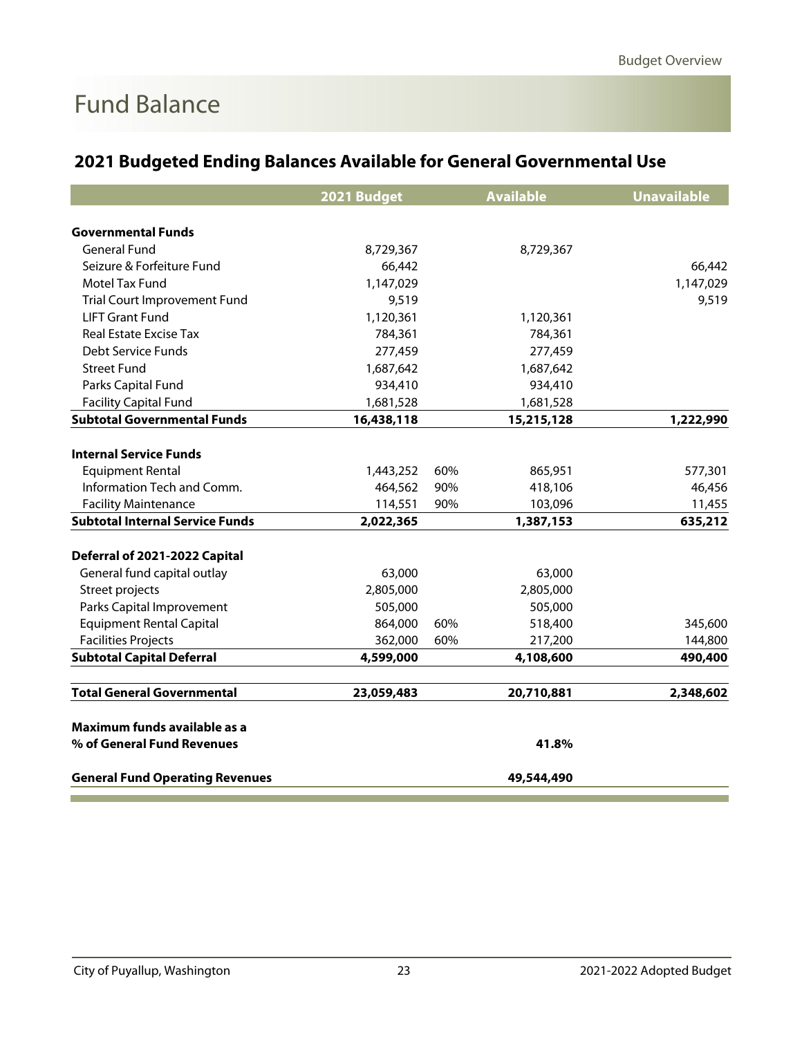# Fund Balance

## 2021 Budgeted Ending Balances Available for General Governmental Use

| | 2021 Budget | | Available | Unavailable |
|---|---|---|---|---|
| **Governmental Funds** | | | | |
| General Fund | 8,729,367 | | 8,729,367 | |
| Seizure & Forfeiture Fund | 66,442 | | | 66,442 |
| Motel Tax Fund | 1,147,029 | | | 1,147,029 |
| Trial Court Improvement Fund | 9,519 | | | 9,519 |
| LIFT Grant Fund | 1,120,361 | | 1,120,361 | |
| Real Estate Excise Tax | 784,361 | | 784,361 | |
| Debt Service Funds | 277,459 | | 277,459 | |
| Street Fund | 1,687,642 | | 1,687,642 | |
| Parks Capital Fund | 934,410 | | 934,410 | |
| Facility Capital Fund | 1,681,528 | | 1,681,528 | |
| **Subtotal Governmental Funds** | **16,438,118** | | **15,215,128** | **1,222,990** |
| **Internal Service Funds** | | | | |
| Equipment Rental | 1,443,252 | 60% | 865,951 | 577,301 |
| Information Tech and Comm. | 464,562 | 90% | 418,106 | 46,456 |
| Facility Maintenance | 114,551 | 90% | 103,096 | 11,455 |
| **Subtotal Internal Service Funds** | **2,022,365** | | **1,387,153** | **635,212** |
| **Deferral of 2021-2022 Capital** | | | | |
| General fund capital outlay | 63,000 | | 63,000 | |
| Street projects | 2,805,000 | | 2,805,000 | |
| Parks Capital Improvement | 505,000 | | 505,000 | |
| Equipment Rental Capital | 864,000 | 60% | 518,400 | 345,600 |
| Facilities Projects | 362,000 | 60% | 217,200 | 144,800 |
| **Subtotal Capital Deferral** | **4,599,000** | | **4,108,600** | **490,400** |
| **Total General Governmental** | **23,059,483** | | **20,710,881** | **2,348,602** |
| **Maximum funds available as a % of General Fund Revenues** | | | **41.8%** | |
| **General Fund Operating Revenues** | | | **49,544,490** | |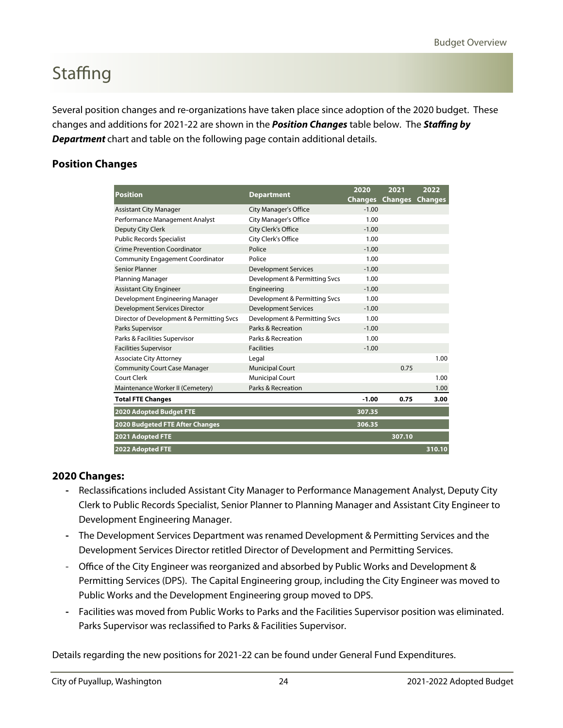# Staffing

Several position changes and re-organizations have taken place since adoption of the 2020 budget. These changes and additions for 2021-22 are shown in the ***Position Changes*** table below. The ***Staffing by Department*** chart and table on the following page contain additional details.

## Position Changes

| Position | Department | 2020 Changes | 2021 Changes | 2022 Changes |
|---|---|---|---|---|
| Assistant City Manager | City Manager's Office | -1.00 | | |
| Performance Management Analyst | City Manager's Office | 1.00 | | |
| Deputy City Clerk | City Clerk's Office | -1.00 | | |
| Public Records Specialist | City Clerk's Office | 1.00 | | |
| Crime Prevention Coordinator | Police | -1.00 | | |
| Community Engagement Coordinator | Police | 1.00 | | |
| Senior Planner | Development Services | -1.00 | | |
| Planning Manager | Development & Permitting Svcs | 1.00 | | |
| Assistant City Engineer | Engineering | -1.00 | | |
| Development Engineering Manager | Development & Permitting Svcs | 1.00 | | |
| Development Services Director | Development Services | -1.00 | | |
| Director of Development & Permitting Svcs | Development & Permitting Svcs | 1.00 | | |
| Parks Supervisor | Parks & Recreation | -1.00 | | |
| Parks & Facilities Supervisor | Parks & Recreation | 1.00 | | |
| Facilities Supervisor | Facilities | -1.00 | | |
| Associate City Attorney | Legal | | | 1.00 |
| Community Court Case Manager | Municipal Court | | 0.75 | |
| Court Clerk | Municipal Court | | | 1.00 |
| Maintenance Worker II (Cemetery) | Parks & Recreation | | | 1.00 |
| **Total FTE Changes** | | **-1.00** | **0.75** | **3.00** |
| **2020 Adopted Budget FTE** | | **307.35** | | |
| **2020 Budgeted FTE After Changes** | | **306.35** | | |
| **2021 Adopted FTE** | | | **307.10** | |
| **2022 Adopted FTE** | | | | **310.10** |

### 2020 Changes:

- Reclassifications included Assistant City Manager to Performance Management Analyst, Deputy City Clerk to Public Records Specialist, Senior Planner to Planning Manager and Assistant City Engineer to Development Engineering Manager.
- The Development Services Department was renamed Development & Permitting Services and the Development Services Director retitled Director of Development and Permitting Services.
- Office of the City Engineer was reorganized and absorbed by Public Works and Development & Permitting Services (DPS). The Capital Engineering group, including the City Engineer was moved to Public Works and the Development Engineering group moved to DPS.
- Facilities was moved from Public Works to Parks and the Facilities Supervisor position was eliminated. Parks Supervisor was reclassified to Parks & Facilities Supervisor.

Details regarding the new positions for 2021-22 can be found under General Fund Expenditures.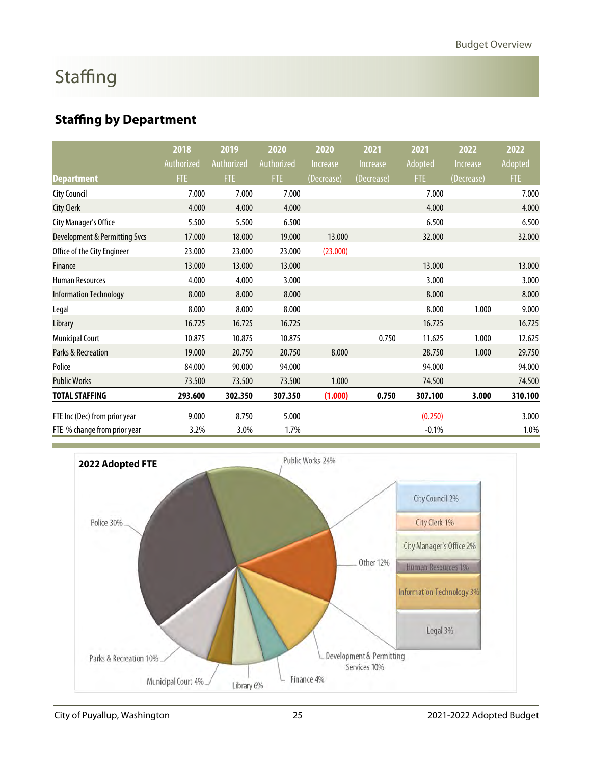# Staffing

## Staffing by Department

| Department | 2018 Authorized FTE | 2019 Authorized FTE | 2020 Authorized FTE | 2020 Increase (Decrease) | 2021 Increase (Decrease) | 2021 Adopted FTE | 2022 Increase (Decrease) | 2022 Adopted FTE |
|---|---|---|---|---|---|---|---|---|
| City Council | 7.000 | 7.000 | 7.000 | | | 7.000 | | 7.000 |
| City Clerk | 4.000 | 4.000 | 4.000 | | | 4.000 | | 4.000 |
| City Manager's Office | 5.500 | 5.500 | 6.500 | | | 6.500 | | 6.500 |
| Development & Permitting Svcs | 17.000 | 18.000 | 19.000 | 13.000 | | 32.000 | | 32.000 |
| Office of the City Engineer | 23.000 | 23.000 | 23.000 | (23.000) | | | | |
| Finance | 13.000 | 13.000 | 13.000 | | | 13.000 | | 13.000 |
| Human Resources | 4.000 | 4.000 | 3.000 | | | 3.000 | | 3.000 |
| Information Technology | 8.000 | 8.000 | 8.000 | | | 8.000 | | 8.000 |
| Legal | 8.000 | 8.000 | 8.000 | | | 8.000 | 1.000 | 9.000 |
| Library | 16.725 | 16.725 | 16.725 | | | 16.725 | | 16.725 |
| Municipal Court | 10.875 | 10.875 | 10.875 | | 0.750 | 11.625 | 1.000 | 12.625 |
| Parks & Recreation | 19.000 | 20.750 | 20.750 | 8.000 | | 28.750 | 1.000 | 29.750 |
| Police | 84.000 | 90.000 | 94.000 | | | 94.000 | | 94.000 |
| Public Works | 73.500 | 73.500 | 73.500 | 1.000 | | 74.500 | | 74.500 |
| **TOTAL STAFFING** | **293.600** | **302.350** | **307.350** | **(1.000)** | **0.750** | **307.100** | **3.000** | **310.100** |
| FTE Inc (Dec) from prior year | 9.000 | 8.750 | 5.000 | | | (0.250) | | 3.000 |
| FTE % change from prior year | 3.2% | 3.0% | 1.7% | | | -0.1% | | 1.0% |

**2022 Adopted FTE**

Public Works 24%; Police 30%; Parks & Recreation 10%; Municipal Court 4%; Library 6%; Finance 4%; Development & Permitting Services 10%; Other 12% (City Council 2%; City Clerk 1%; City Manager's Office 2%; Human Resources 1%; Information Technology 3%; Legal 3%)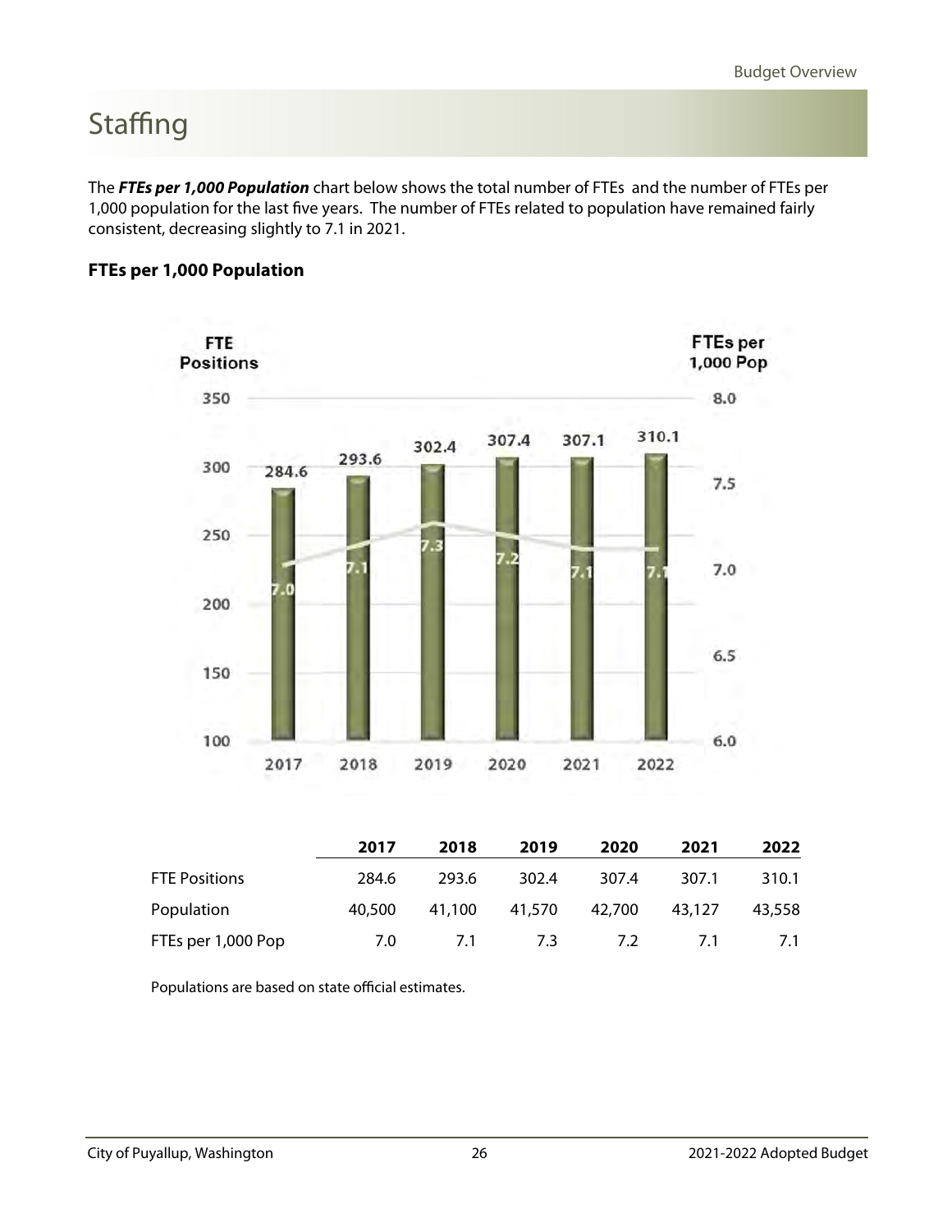# Staffing

The ***FTEs per 1,000 Population*** chart below shows the total number of FTEs and the number of FTEs per 1,000 population for the last five years. The number of FTEs related to population have remained fairly consistent, decreasing slightly to 7.1 in 2021.

### FTEs per 1,000 Population

| | 2017 | 2018 | 2019 | 2020 | 2021 | 2022 |
|---|---|---|---|---|---|---|
| FTE Positions | 284.6 | 293.6 | 302.4 | 307.4 | 307.1 | 310.1 |
| Population | 40,500 | 41,100 | 41,570 | 42,700 | 43,127 | 43,558 |
| FTEs per 1,000 Pop | 7.0 | 7.1 | 7.3 | 7.2 | 7.1 | 7.1 |

Populations are based on state official estimates.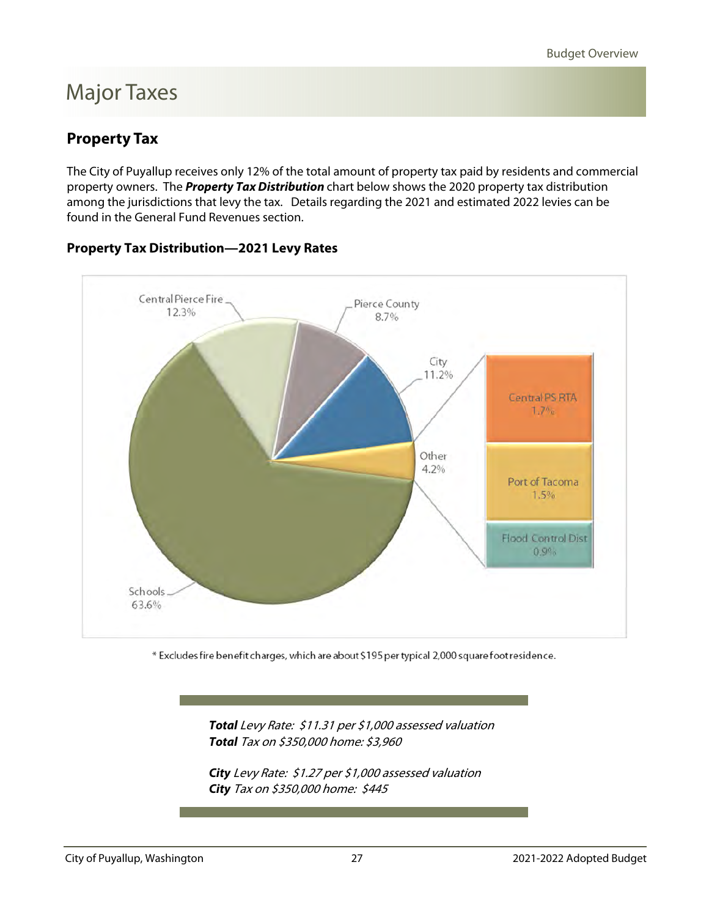# Major Taxes

## Property Tax

The City of Puyallup receives only 12% of the total amount of property tax paid by residents and commercial property owners. The ***Property Tax Distribution*** chart below shows the 2020 property tax distribution among the jurisdictions that levy the tax. Details regarding the 2021 and estimated 2022 levies can be found in the General Fund Revenues section.

### Property Tax Distribution—2021 Levy Rates

Central Pierce Fire 12.3%
Pierce County 8.7%
City 11.2%
Other 4.2%
Central PS RTA 1.7%
Port of Tacoma 1.5%
Flood Control Dist 0.9%
Schools 63.6%

* Excludes fire benefit charges, which are about $195 per typical 2,000 square foot residence.

***Total** Levy Rate: $11.31 per $1,000 assessed valuation*
***Total** Tax on $350,000 home: $3,960*

***City** Levy Rate: $1.27 per $1,000 assessed valuation*
***City** Tax on $350,000 home: $445*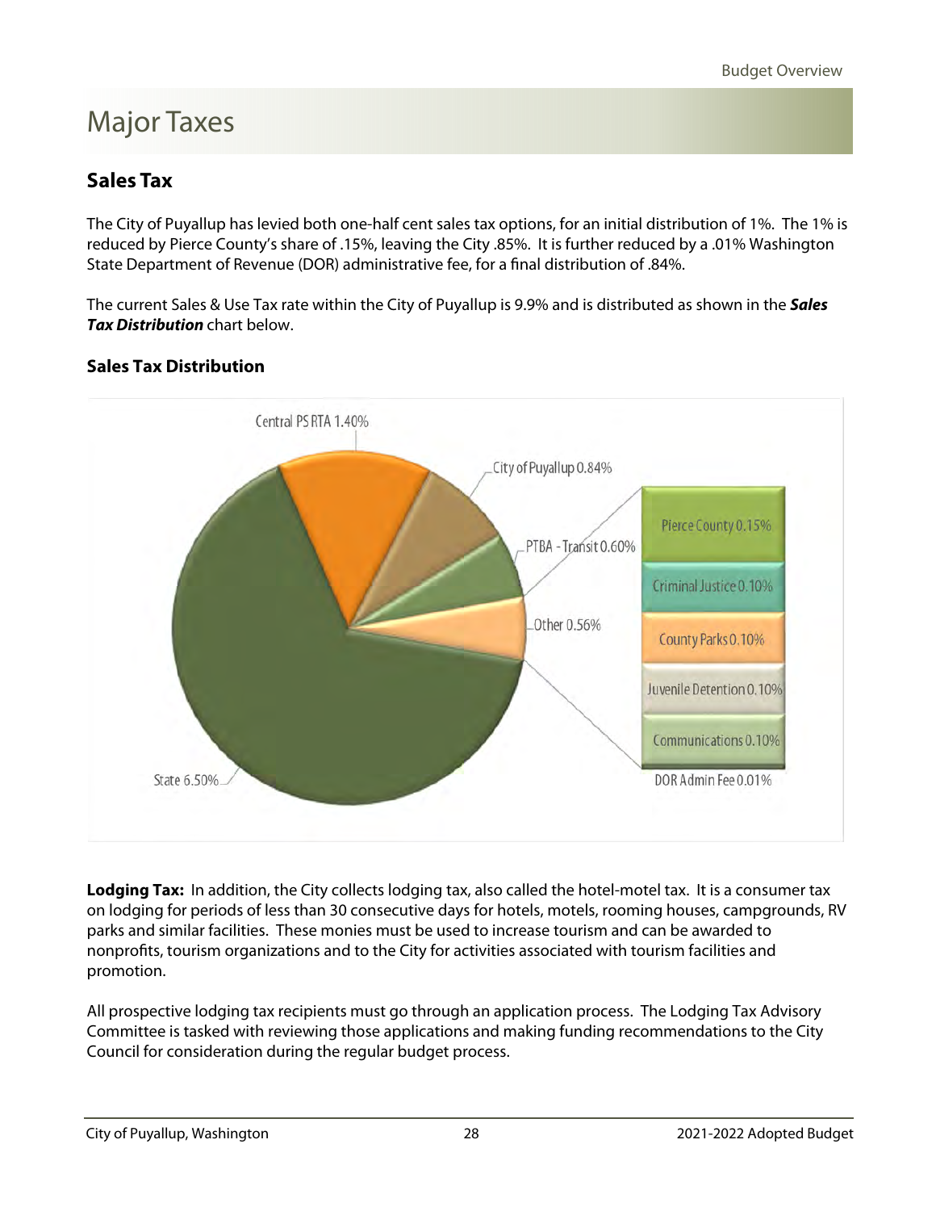# Major Taxes

## Sales Tax

The City of Puyallup has levied both one-half cent sales tax options, for an initial distribution of 1%. The 1% is reduced by Pierce County's share of .15%, leaving the City .85%. It is further reduced by a .01% Washington State Department of Revenue (DOR) administrative fee, for a final distribution of .84%.

The current Sales & Use Tax rate within the City of Puyallup is 9.9% and is distributed as shown in the ***Sales Tax Distribution*** chart below.

### Sales Tax Distribution

Central PS RTA 1.40%

City of Puyallup 0.84%

PTBA - Transit 0.60%

Other 0.56%

State 6.50%

Pierce County 0.15%

Criminal Justice 0.10%

County Parks 0.10%

Juvenile Detention 0.10%

Communications 0.10%

DOR Admin Fee 0.01%

**Lodging Tax:** In addition, the City collects lodging tax, also called the hotel-motel tax. It is a consumer tax on lodging for periods of less than 30 consecutive days for hotels, motels, rooming houses, campgrounds, RV parks and similar facilities. These monies must be used to increase tourism and can be awarded to nonprofits, tourism organizations and to the City for activities associated with tourism facilities and promotion.

All prospective lodging tax recipients must go through an application process. The Lodging Tax Advisory Committee is tasked with reviewing those applications and making funding recommendations to the City Council for consideration during the regular budget process.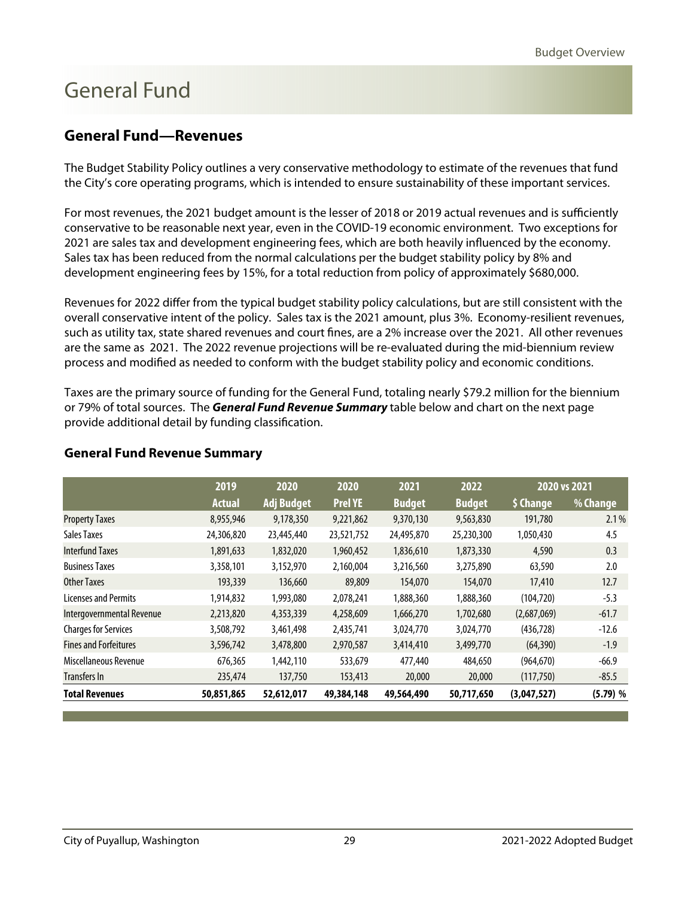# General Fund

## General Fund—Revenues

The Budget Stability Policy outlines a very conservative methodology to estimate of the revenues that fund the City's core operating programs, which is intended to ensure sustainability of these important services.

For most revenues, the 2021 budget amount is the lesser of 2018 or 2019 actual revenues and is sufficiently conservative to be reasonable next year, even in the COVID-19 economic environment. Two exceptions for 2021 are sales tax and development engineering fees, which are both heavily influenced by the economy. Sales tax has been reduced from the normal calculations per the budget stability policy by 8% and development engineering fees by 15%, for a total reduction from policy of approximately $680,000.

Revenues for 2022 differ from the typical budget stability policy calculations, but are still consistent with the overall conservative intent of the policy. Sales tax is the 2021 amount, plus 3%. Economy-resilient revenues, such as utility tax, state shared revenues and court fines, are a 2% increase over the 2021. All other revenues are the same as 2021. The 2022 revenue projections will be re-evaluated during the mid-biennium review process and modified as needed to conform with the budget stability policy and economic conditions.

Taxes are the primary source of funding for the General Fund, totaling nearly $79.2 million for the biennium or 79% of total sources. The ***General Fund Revenue Summary*** table below and chart on the next page provide additional detail by funding classification.

### General Fund Revenue Summary

| | 2019 | 2020 | 2020 | 2021 | 2022 | 2020 vs 2021 | |
|---|---|---|---|---|---|---|---|
| | Actual | Adj Budget | Prel YE | Budget | Budget | $ Change | % Change |
| Property Taxes | 8,955,946 | 9,178,350 | 9,221,862 | 9,370,130 | 9,563,830 | 191,780 | 2.1 % |
| Sales Taxes | 24,306,820 | 23,445,440 | 23,521,752 | 24,495,870 | 25,230,300 | 1,050,430 | 4.5 |
| Interfund Taxes | 1,891,633 | 1,832,020 | 1,960,452 | 1,836,610 | 1,873,330 | 4,590 | 0.3 |
| Business Taxes | 3,358,101 | 3,152,970 | 2,160,004 | 3,216,560 | 3,275,890 | 63,590 | 2.0 |
| Other Taxes | 193,339 | 136,660 | 89,809 | 154,070 | 154,070 | 17,410 | 12.7 |
| Licenses and Permits | 1,914,832 | 1,993,080 | 2,078,241 | 1,888,360 | 1,888,360 | (104,720) | -5.3 |
| Intergovernmental Revenue | 2,213,820 | 4,353,339 | 4,258,609 | 1,666,270 | 1,702,680 | (2,687,069) | -61.7 |
| Charges for Services | 3,508,792 | 3,461,498 | 2,435,741 | 3,024,770 | 3,024,770 | (436,728) | -12.6 |
| Fines and Forfeitures | 3,596,742 | 3,478,800 | 2,970,587 | 3,414,410 | 3,499,770 | (64,390) | -1.9 |
| Miscellaneous Revenue | 676,365 | 1,442,110 | 533,679 | 477,440 | 484,650 | (964,670) | -66.9 |
| Transfers In | 235,474 | 137,750 | 153,413 | 20,000 | 20,000 | (117,750) | -85.5 |
| **Total Revenues** | **50,851,865** | **52,612,017** | **49,384,148** | **49,564,490** | **50,717,650** | **(3,047,527)** | **(5.79) %** |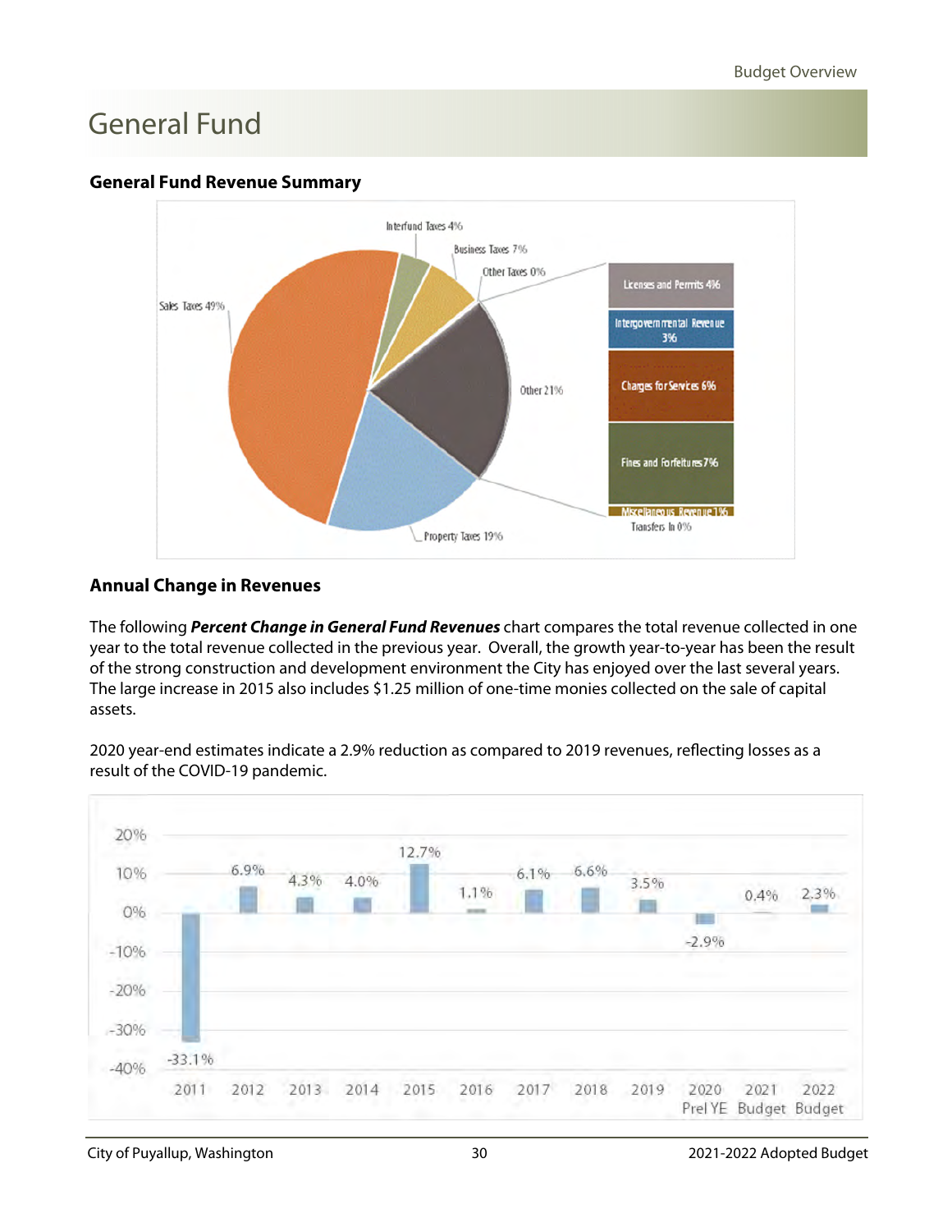# General Fund

## General Fund Revenue Summary

Interfund Taxes 4%
Business Taxes 7%
Other Taxes 0%
Sales Taxes 49%
Other 21%
Property Taxes 19%

Licenses and Permits 4%
Intergovernmental Revenue 3%
Charges for Services 6%
Fines and Forfeitures 7%
Miscellaneous Revenue 1%
Transfers In 0%

## Annual Change in Revenues

The following ***Percent Change in General Fund Revenues*** chart compares the total revenue collected in one year to the total revenue collected in the previous year. Overall, the growth year-to-year has been the result of the strong construction and development environment the City has enjoyed over the last several years. The large increase in 2015 also includes $1.25 million of one-time monies collected on the sale of capital assets.

2020 year-end estimates indicate a 2.9% reduction as compared to 2019 revenues, reflecting losses as a result of the COVID-19 pandemic.

| Year | Percent Change |
|---|---|
| 2011 | -33.1% |
| 2012 | 6.9% |
| 2013 | 4.3% |
| 2014 | 4.0% |
| 2015 | 12.7% |
| 2016 | 1.1% |
| 2017 | 6.1% |
| 2018 | 6.6% |
| 2019 | 3.5% |
| 2020 Prel YE | -2.9% |
| 2021 Budget | 0.4% |
| 2022 Budget | 2.3% |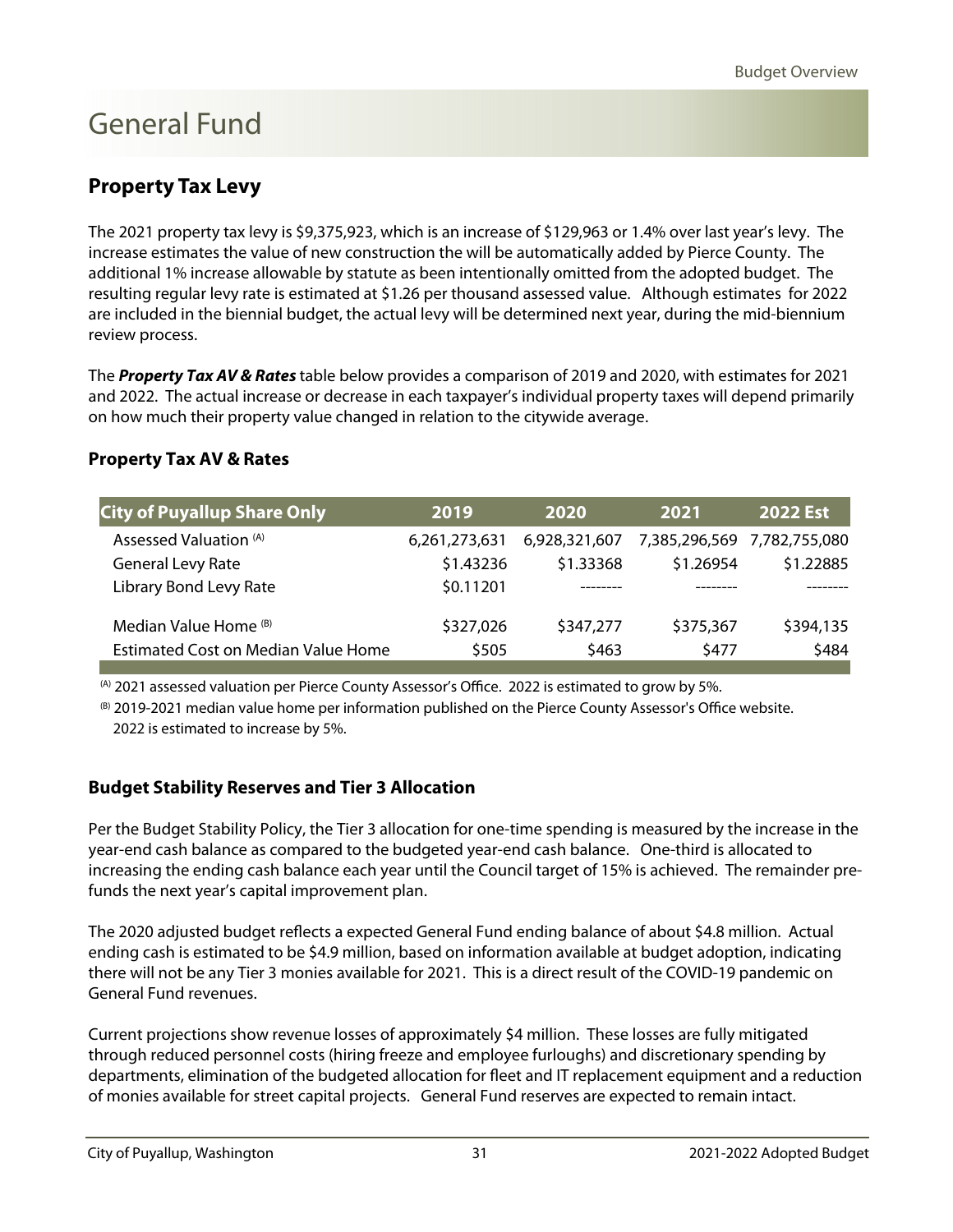# General Fund

## Property Tax Levy

The 2021 property tax levy is $9,375,923, which is an increase of $129,963 or 1.4% over last year's levy. The increase estimates the value of new construction the will be automatically added by Pierce County. The additional 1% increase allowable by statute as been intentionally omitted from the adopted budget. The resulting regular levy rate is estimated at $1.26 per thousand assessed value. Although estimates for 2022 are included in the biennial budget, the actual levy will be determined next year, during the mid-biennium review process.

The ***Property Tax AV & Rates*** table below provides a comparison of 2019 and 2020, with estimates for 2021 and 2022. The actual increase or decrease in each taxpayer's individual property taxes will depend primarily on how much their property value changed in relation to the citywide average.

### Property Tax AV & Rates

| City of Puyallup Share Only | 2019 | 2020 | 2021 | 2022 Est |
|---|---|---|---|---|
| Assessed Valuation [(A)] | 6,261,273,631 | 6,928,321,607 | 7,385,296,569 | 7,782,755,080 |
| General Levy Rate | $1.43236 | $1.33368 | $1.26954 | $1.22885 |
| Library Bond Levy Rate | $0.11201 | -------- | -------- | -------- |
| Median Value Home [(B)] | $327,026 | $347,277 | $375,367 | $394,135 |
| Estimated Cost on Median Value Home | $505 | $463 | $477 | $484 |

[(A)] 2021 assessed valuation per Pierce County Assessor's Office. 2022 is estimated to grow by 5%.

[(B)] 2019-2021 median value home per information published on the Pierce County Assessor's Office website. 2022 is estimated to increase by 5%.

### Budget Stability Reserves and Tier 3 Allocation

Per the Budget Stability Policy, the Tier 3 allocation for one-time spending is measured by the increase in the year-end cash balance as compared to the budgeted year-end cash balance. One-third is allocated to increasing the ending cash balance each year until the Council target of 15% is achieved. The remainder pre-funds the next year's capital improvement plan.

The 2020 adjusted budget reflects a expected General Fund ending balance of about $4.8 million. Actual ending cash is estimated to be $4.9 million, based on information available at budget adoption, indicating there will not be any Tier 3 monies available for 2021. This is a direct result of the COVID-19 pandemic on General Fund revenues.

Current projections show revenue losses of approximately $4 million. These losses are fully mitigated through reduced personnel costs (hiring freeze and employee furloughs) and discretionary spending by departments, elimination of the budgeted allocation for fleet and IT replacement equipment and a reduction of monies available for street capital projects. General Fund reserves are expected to remain intact.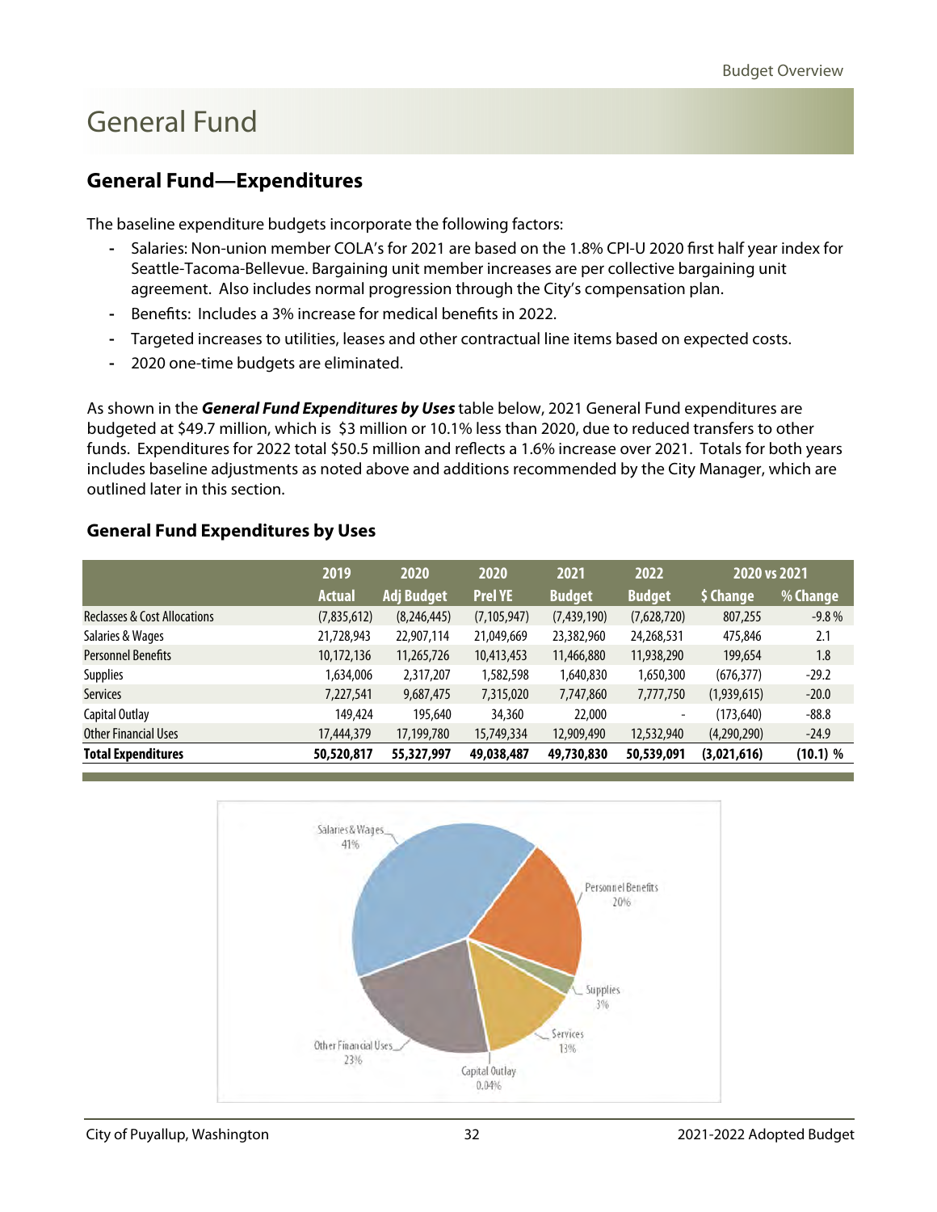# General Fund

## General Fund—Expenditures

The baseline expenditure budgets incorporate the following factors:

- Salaries: Non-union member COLA's for 2021 are based on the 1.8% CPI-U 2020 first half year index for Seattle-Tacoma-Bellevue. Bargaining unit member increases are per collective bargaining unit agreement. Also includes normal progression through the City's compensation plan.
- Benefits: Includes a 3% increase for medical benefits in 2022.
- Targeted increases to utilities, leases and other contractual line items based on expected costs.
- 2020 one-time budgets are eliminated.

As shown in the ***General Fund Expenditures by Uses*** table below, 2021 General Fund expenditures are budgeted at $49.7 million, which is $3 million or 10.1% less than 2020, due to reduced transfers to other funds. Expenditures for 2022 total $50.5 million and reflects a 1.6% increase over 2021. Totals for both years includes baseline adjustments as noted above and additions recommended by the City Manager, which are outlined later in this section.

### General Fund Expenditures by Uses

| | 2019 Actual | 2020 Adj Budget | 2020 Prel YE | 2021 Budget | 2022 Budget | 2020 vs 2021 $ Change | 2020 vs 2021 % Change |
|---|---|---|---|---|---|---|---|
| Reclasses & Cost Allocations | (7,835,612) | (8,246,445) | (7,105,947) | (7,439,190) | (7,628,720) | 807,255 | -9.8 % |
| Salaries & Wages | 21,728,943 | 22,907,114 | 21,049,669 | 23,382,960 | 24,268,531 | 475,846 | 2.1 |
| Personnel Benefits | 10,172,136 | 11,265,726 | 10,413,453 | 11,466,880 | 11,938,290 | 199,654 | 1.8 |
| Supplies | 1,634,006 | 2,317,207 | 1,582,598 | 1,640,830 | 1,650,300 | (676,377) | -29.2 |
| Services | 7,227,541 | 9,687,475 | 7,315,020 | 7,747,860 | 7,777,750 | (1,939,615) | -20.0 |
| Capital Outlay | 149,424 | 195,640 | 34,360 | 22,000 | - | (173,640) | -88.8 |
| Other Financial Uses | 17,444,379 | 17,199,780 | 15,749,334 | 12,909,490 | 12,532,940 | (4,290,290) | -24.9 |
| **Total Expenditures** | **50,520,817** | **55,327,997** | **49,038,487** | **49,730,830** | **50,539,091** | **(3,021,616)** | **(10.1) %** |

Salaries & Wages 41%; Personnel Benefits 20%; Supplies 3%; Services 13%; Capital Outlay 0.04%; Other Financial Uses 23%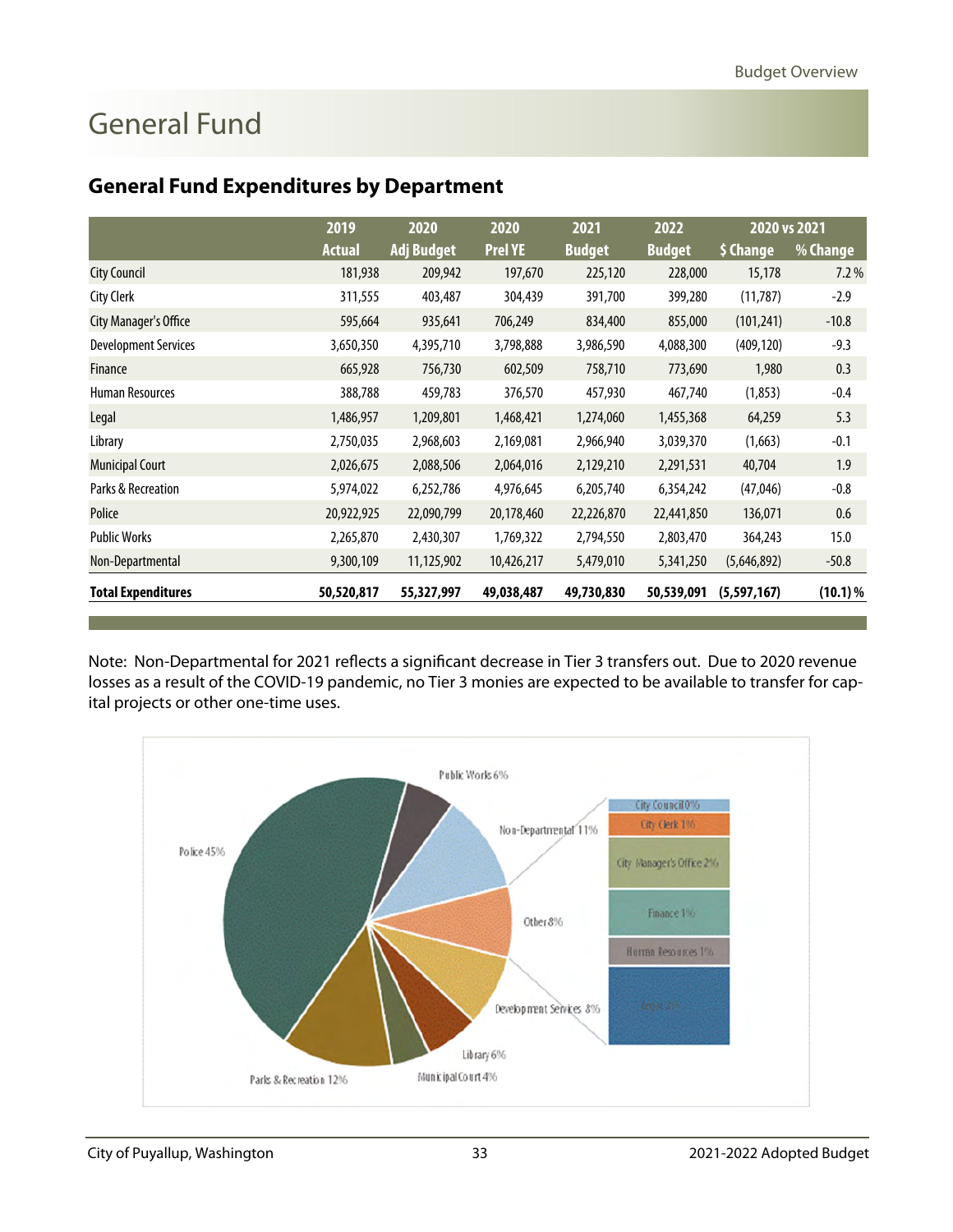# General Fund

## General Fund Expenditures by Department

| | 2019 Actual | 2020 Adj Budget | 2020 Prel YE | 2021 Budget | 2022 Budget | 2020 vs 2021 $ Change | 2020 vs 2021 % Change |
|---|---|---|---|---|---|---|---|
| City Council | 181,938 | 209,942 | 197,670 | 225,120 | 228,000 | 15,178 | 7.2 % |
| City Clerk | 311,555 | 403,487 | 304,439 | 391,700 | 399,280 | (11,787) | -2.9 |
| City Manager's Office | 595,664 | 935,641 | 706,249 | 834,400 | 855,000 | (101,241) | -10.8 |
| Development Services | 3,650,350 | 4,395,710 | 3,798,888 | 3,986,590 | 4,088,300 | (409,120) | -9.3 |
| Finance | 665,928 | 756,730 | 602,509 | 758,710 | 773,690 | 1,980 | 0.3 |
| Human Resources | 388,788 | 459,783 | 376,570 | 457,930 | 467,740 | (1,853) | -0.4 |
| Legal | 1,486,957 | 1,209,801 | 1,468,421 | 1,274,060 | 1,455,368 | 64,259 | 5.3 |
| Library | 2,750,035 | 2,968,603 | 2,169,081 | 2,966,940 | 3,039,370 | (1,663) | -0.1 |
| Municipal Court | 2,026,675 | 2,088,506 | 2,064,016 | 2,129,210 | 2,291,531 | 40,704 | 1.9 |
| Parks & Recreation | 5,974,022 | 6,252,786 | 4,976,645 | 6,205,740 | 6,354,242 | (47,046) | -0.8 |
| Police | 20,922,925 | 22,090,799 | 20,178,460 | 22,226,870 | 22,441,850 | 136,071 | 0.6 |
| Public Works | 2,265,870 | 2,430,307 | 1,769,322 | 2,794,550 | 2,803,470 | 364,243 | 15.0 |
| Non-Departmental | 9,300,109 | 11,125,902 | 10,426,217 | 5,479,010 | 5,341,250 | (5,646,892) | -50.8 |
| **Total Expenditures** | **50,520,817** | **55,327,997** | **49,038,487** | **49,730,830** | **50,539,091** | **(5,597,167)** | **(10.1) %** |

Note: Non-Departmental for 2021 reflects a significant decrease in Tier 3 transfers out. Due to 2020 revenue losses as a result of the COVID-19 pandemic, no Tier 3 monies are expected to be available to transfer for capital projects or other one-time uses.

Police 45%, Public Works 6%, Non-Departmental 11%, Other 8%, Development Services 8%, Library 6%, Municipal Court 4%, Parks & Recreation 12%

Other: City Council 0%, City Clerk 1%, City Manager's Office 2%, Finance 1%, Human Resources 1%, Legal 3%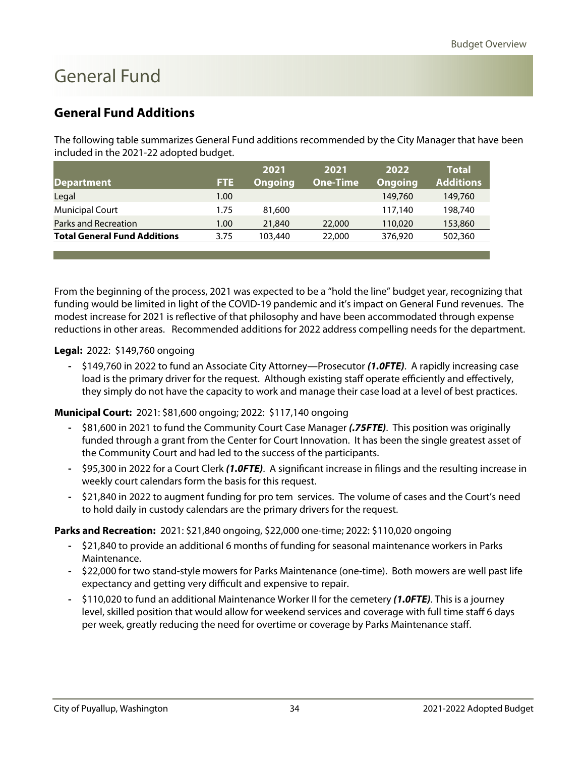# General Fund

## General Fund Additions

The following table summarizes General Fund additions recommended by the City Manager that have been included in the 2021-22 adopted budget.

| Department | FTE | 2021 Ongoing | 2021 One-Time | 2022 Ongoing | Total Additions |
|---|---|---|---|---|---|
| Legal | 1.00 | | | 149,760 | 149,760 |
| Municipal Court | 1.75 | 81,600 | | 117,140 | 198,740 |
| Parks and Recreation | 1.00 | 21,840 | 22,000 | 110,020 | 153,860 |
| **Total General Fund Additions** | 3.75 | 103,440 | 22,000 | 376,920 | 502,360 |

From the beginning of the process, 2021 was expected to be a "hold the line" budget year, recognizing that funding would be limited in light of the COVID-19 pandemic and it's impact on General Fund revenues. The modest increase for 2021 is reflective of that philosophy and have been accommodated through expense reductions in other areas. Recommended additions for 2022 address compelling needs for the department.

**Legal:** 2022: $149,760 ongoing

- $149,760 in 2022 to fund an Associate City Attorney—Prosecutor ***(1.0FTE)***. A rapidly increasing case load is the primary driver for the request. Although existing staff operate efficiently and effectively, they simply do not have the capacity to work and manage their case load at a level of best practices.

**Municipal Court:** 2021: $81,600 ongoing; 2022: $117,140 ongoing

- $81,600 in 2021 to fund the Community Court Case Manager ***(.75FTE)***. This position was originally funded through a grant from the Center for Court Innovation. It has been the single greatest asset of the Community Court and had led to the success of the participants.
- $95,300 in 2022 for a Court Clerk ***(1.0FTE)***. A significant increase in filings and the resulting increase in weekly court calendars form the basis for this request.
- $21,840 in 2022 to augment funding for pro tem services. The volume of cases and the Court's need to hold daily in custody calendars are the primary drivers for the request.

**Parks and Recreation:** 2021: $21,840 ongoing, $22,000 one-time; 2022: $110,020 ongoing

- $21,840 to provide an additional 6 months of funding for seasonal maintenance workers in Parks Maintenance.
- $22,000 for two stand-style mowers for Parks Maintenance (one-time). Both mowers are well past life expectancy and getting very difficult and expensive to repair.
- $110,020 to fund an additional Maintenance Worker II for the cemetery ***(1.0FTE)***. This is a journey level, skilled position that would allow for weekend services and coverage with full time staff 6 days per week, greatly reducing the need for overtime or coverage by Parks Maintenance staff.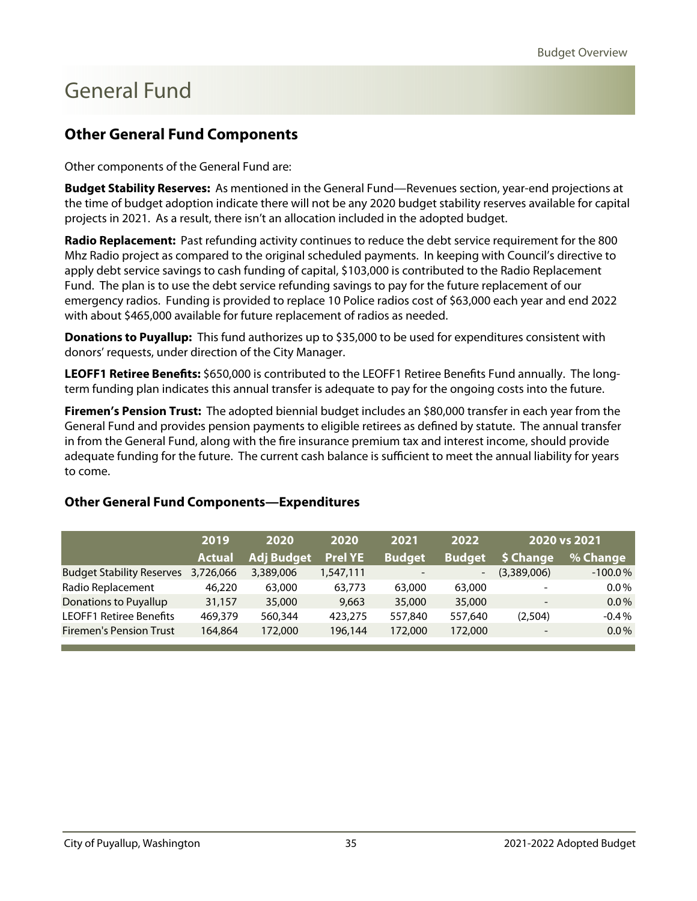# General Fund

## Other General Fund Components

Other components of the General Fund are:

**Budget Stability Reserves:** As mentioned in the General Fund—Revenues section, year-end projections at the time of budget adoption indicate there will not be any 2020 budget stability reserves available for capital projects in 2021. As a result, there isn't an allocation included in the adopted budget.

**Radio Replacement:** Past refunding activity continues to reduce the debt service requirement for the 800 Mhz Radio project as compared to the original scheduled payments. In keeping with Council's directive to apply debt service savings to cash funding of capital, $103,000 is contributed to the Radio Replacement Fund. The plan is to use the debt service refunding savings to pay for the future replacement of our emergency radios. Funding is provided to replace 10 Police radios cost of $63,000 each year and end 2022 with about $465,000 available for future replacement of radios as needed.

**Donations to Puyallup:** This fund authorizes up to $35,000 to be used for expenditures consistent with donors' requests, under direction of the City Manager.

**LEOFF1 Retiree Benefits:** $650,000 is contributed to the LEOFF1 Retiree Benefits Fund annually. The long-term funding plan indicates this annual transfer is adequate to pay for the ongoing costs into the future.

**Firemen's Pension Trust:** The adopted biennial budget includes an $80,000 transfer in each year from the General Fund and provides pension payments to eligible retirees as defined by statute. The annual transfer in from the General Fund, along with the fire insurance premium tax and interest income, should provide adequate funding for the future. The current cash balance is sufficient to meet the annual liability for years to come.

### Other General Fund Components—Expenditures

| | 2019 Actual | 2020 Adj Budget | 2020 Prel YE | 2021 Budget | 2022 Budget | 2020 vs 2021 $ Change | 2020 vs 2021 % Change |
|---|---|---|---|---|---|---|---|
| Budget Stability Reserves | 3,726,066 | 3,389,006 | 1,547,111 | - | - | (3,389,006) | -100.0% |
| Radio Replacement | 46,220 | 63,000 | 63,773 | 63,000 | 63,000 | - | 0.0% |
| Donations to Puyallup | 31,157 | 35,000 | 9,663 | 35,000 | 35,000 | - | 0.0% |
| LEOFF1 Retiree Benefits | 469,379 | 560,344 | 423,275 | 557,840 | 557,640 | (2,504) | -0.4% |
| Firemen's Pension Trust | 164,864 | 172,000 | 196,144 | 172,000 | 172,000 | - | 0.0% |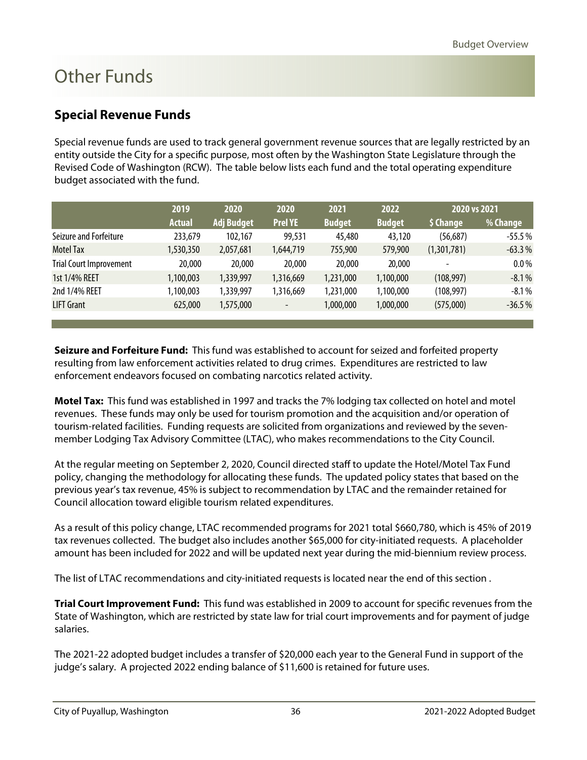# Other Funds

## Special Revenue Funds

Special revenue funds are used to track general government revenue sources that are legally restricted by an entity outside the City for a specific purpose, most often by the Washington State Legislature through the Revised Code of Washington (RCW). The table below lists each fund and the total operating expenditure budget associated with the fund.

| | 2019 | 2020 | 2020 | 2021 | 2022 | 2020 vs 2021 | |
|---|---|---|---|---|---|---|---|
| | Actual | Adj Budget | Prel YE | Budget | Budget | $ Change | % Change |
| Seizure and Forfeiture | 233,679 | 102,167 | 99,531 | 45,480 | 43,120 | (56,687) | -55.5 % |
| Motel Tax | 1,530,350 | 2,057,681 | 1,644,719 | 755,900 | 579,900 | (1,301,781) | -63.3 % |
| Trial Court Improvement | 20,000 | 20,000 | 20,000 | 20,000 | 20,000 | - | 0.0 % |
| 1st 1/4% REET | 1,100,003 | 1,339,997 | 1,316,669 | 1,231,000 | 1,100,000 | (108,997) | -8.1 % |
| 2nd 1/4% REET | 1,100,003 | 1,339,997 | 1,316,669 | 1,231,000 | 1,100,000 | (108,997) | -8.1 % |
| LIFT Grant | 625,000 | 1,575,000 | - | 1,000,000 | 1,000,000 | (575,000) | -36.5 % |

**Seizure and Forfeiture Fund:** This fund was established to account for seized and forfeited property resulting from law enforcement activities related to drug crimes. Expenditures are restricted to law enforcement endeavors focused on combating narcotics related activity.

**Motel Tax:** This fund was established in 1997 and tracks the 7% lodging tax collected on hotel and motel revenues. These funds may only be used for tourism promotion and the acquisition and/or operation of tourism-related facilities. Funding requests are solicited from organizations and reviewed by the seven-member Lodging Tax Advisory Committee (LTAC), who makes recommendations to the City Council.

At the regular meeting on September 2, 2020, Council directed staff to update the Hotel/Motel Tax Fund policy, changing the methodology for allocating these funds. The updated policy states that based on the previous year's tax revenue, 45% is subject to recommendation by LTAC and the remainder retained for Council allocation toward eligible tourism related expenditures.

As a result of this policy change, LTAC recommended programs for 2021 total $660,780, which is 45% of 2019 tax revenues collected. The budget also includes another $65,000 for city-initiated requests. A placeholder amount has been included for 2022 and will be updated next year during the mid-biennium review process.

The list of LTAC recommendations and city-initiated requests is located near the end of this section .

**Trial Court Improvement Fund:** This fund was established in 2009 to account for specific revenues from the State of Washington, which are restricted by state law for trial court improvements and for payment of judge salaries.

The 2021-22 adopted budget includes a transfer of $20,000 each year to the General Fund in support of the judge's salary. A projected 2022 ending balance of $11,600 is retained for future uses.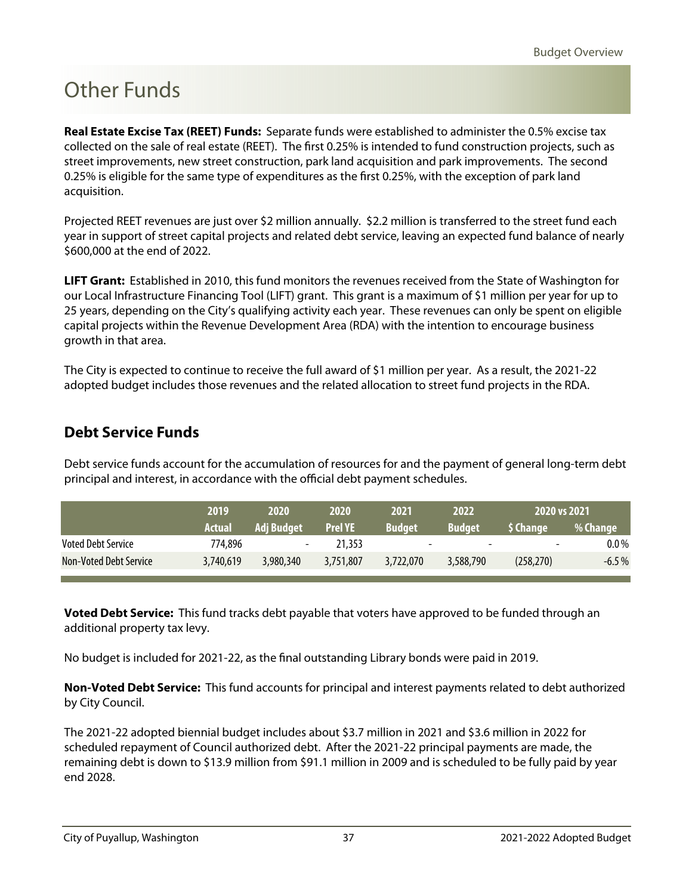# Other Funds

**Real Estate Excise Tax (REET) Funds:** Separate funds were established to administer the 0.5% excise tax collected on the sale of real estate (REET). The first 0.25% is intended to fund construction projects, such as street improvements, new street construction, park land acquisition and park improvements. The second 0.25% is eligible for the same type of expenditures as the first 0.25%, with the exception of park land acquisition.

Projected REET revenues are just over $2 million annually. $2.2 million is transferred to the street fund each year in support of street capital projects and related debt service, leaving an expected fund balance of nearly $600,000 at the end of 2022.

**LIFT Grant:** Established in 2010, this fund monitors the revenues received from the State of Washington for our Local Infrastructure Financing Tool (LIFT) grant. This grant is a maximum of $1 million per year for up to 25 years, depending on the City's qualifying activity each year. These revenues can only be spent on eligible capital projects within the Revenue Development Area (RDA) with the intention to encourage business growth in that area.

The City is expected to continue to receive the full award of $1 million per year. As a result, the 2021-22 adopted budget includes those revenues and the related allocation to street fund projects in the RDA.

## Debt Service Funds

Debt service funds account for the accumulation of resources for and the payment of general long-term debt principal and interest, in accordance with the official debt payment schedules.

| | 2019 | 2020 | 2020 | 2021 | 2022 | 2020 vs 2021 | |
|---|---|---|---|---|---|---|---|
| | Actual | Adj Budget | Prel YE | Budget | Budget | $ Change | % Change |
| Voted Debt Service | 774,896 | - | 21,353 | - | - | - | 0.0 % |
| Non-Voted Debt Service | 3,740,619 | 3,980,340 | 3,751,807 | 3,722,070 | 3,588,790 | (258,270) | -6.5 % |

**Voted Debt Service:** This fund tracks debt payable that voters have approved to be funded through an additional property tax levy.

No budget is included for 2021-22, as the final outstanding Library bonds were paid in 2019.

**Non-Voted Debt Service:** This fund accounts for principal and interest payments related to debt authorized by City Council.

The 2021-22 adopted biennial budget includes about $3.7 million in 2021 and $3.6 million in 2022 for scheduled repayment of Council authorized debt. After the 2021-22 principal payments are made, the remaining debt is down to $13.9 million from $91.1 million in 2009 and is scheduled to be fully paid by year end 2028.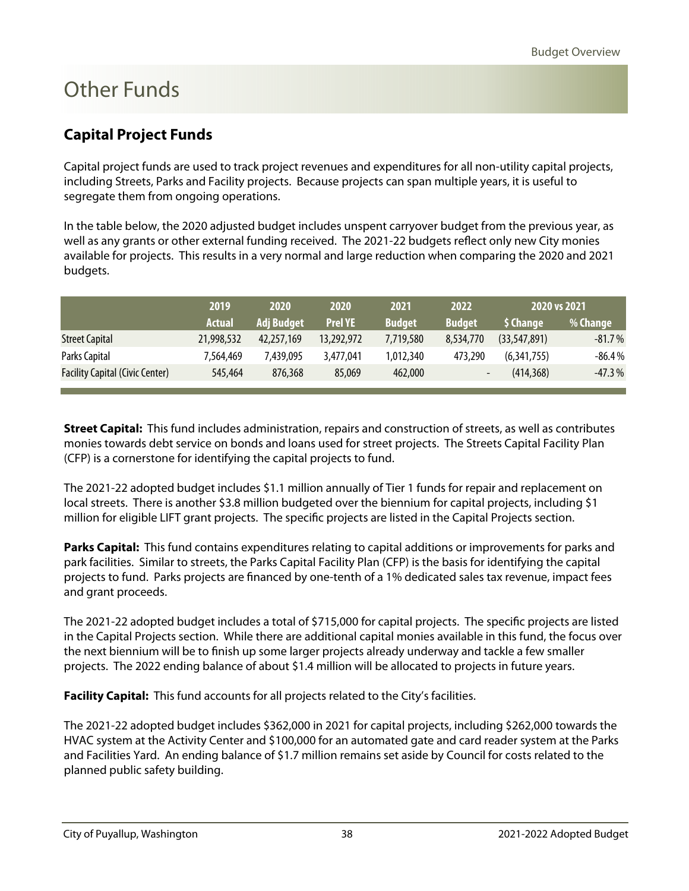# Other Funds

## Capital Project Funds

Capital project funds are used to track project revenues and expenditures for all non-utility capital projects, including Streets, Parks and Facility projects. Because projects can span multiple years, it is useful to segregate them from ongoing operations.

In the table below, the 2020 adjusted budget includes unspent carryover budget from the previous year, as well as any grants or other external funding received. The 2021-22 budgets reflect only new City monies available for projects. This results in a very normal and large reduction when comparing the 2020 and 2021 budgets.

| | 2019 | 2020 | 2020 | 2021 | 2022 | 2020 vs 2021 | |
|---|---|---|---|---|---|---|---|
| | Actual | Adj Budget | Prel YE | Budget | Budget | $ Change | % Change |
| Street Capital | 21,998,532 | 42,257,169 | 13,292,972 | 7,719,580 | 8,534,770 | (33,547,891) | -81.7 % |
| Parks Capital | 7,564,469 | 7,439,095 | 3,477,041 | 1,012,340 | 473,290 | (6,341,755) | -86.4 % |
| Facility Capital (Civic Center) | 545,464 | 876,368 | 85,069 | 462,000 | - | (414,368) | -47.3 % |

**Street Capital:** This fund includes administration, repairs and construction of streets, as well as contributes monies towards debt service on bonds and loans used for street projects. The Streets Capital Facility Plan (CFP) is a cornerstone for identifying the capital projects to fund.

The 2021-22 adopted budget includes $1.1 million annually of Tier 1 funds for repair and replacement on local streets. There is another $3.8 million budgeted over the biennium for capital projects, including $1 million for eligible LIFT grant projects. The specific projects are listed in the Capital Projects section.

**Parks Capital:** This fund contains expenditures relating to capital additions or improvements for parks and park facilities. Similar to streets, the Parks Capital Facility Plan (CFP) is the basis for identifying the capital projects to fund. Parks projects are financed by one-tenth of a 1% dedicated sales tax revenue, impact fees and grant proceeds.

The 2021-22 adopted budget includes a total of $715,000 for capital projects. The specific projects are listed in the Capital Projects section. While there are additional capital monies available in this fund, the focus over the next biennium will be to finish up some larger projects already underway and tackle a few smaller projects. The 2022 ending balance of about $1.4 million will be allocated to projects in future years.

**Facility Capital:** This fund accounts for all projects related to the City's facilities.

The 2021-22 adopted budget includes $362,000 in 2021 for capital projects, including $262,000 towards the HVAC system at the Activity Center and $100,000 for an automated gate and card reader system at the Parks and Facilities Yard. An ending balance of $1.7 million remains set aside by Council for costs related to the planned public safety building.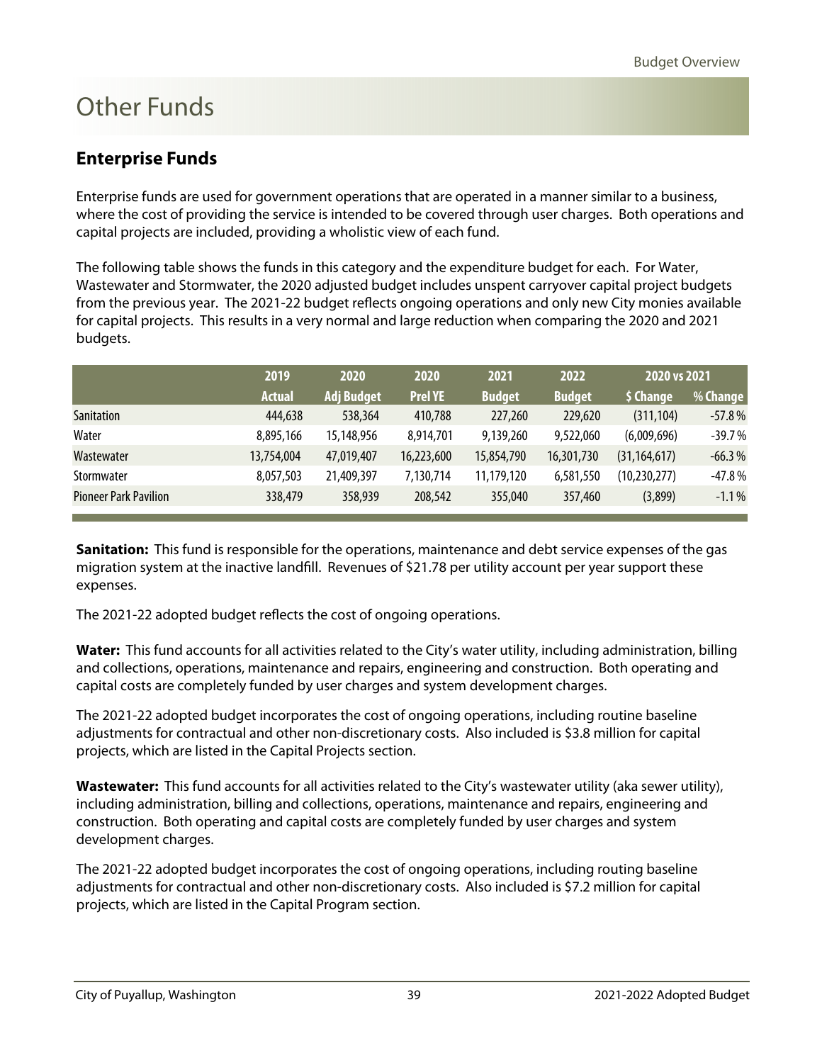# Other Funds

## Enterprise Funds

Enterprise funds are used for government operations that are operated in a manner similar to a business, where the cost of providing the service is intended to be covered through user charges. Both operations and capital projects are included, providing a wholistic view of each fund.

The following table shows the funds in this category and the expenditure budget for each. For Water, Wastewater and Stormwater, the 2020 adjusted budget includes unspent carryover capital project budgets from the previous year. The 2021-22 budget reflects ongoing operations and only new City monies available for capital projects. This results in a very normal and large reduction when comparing the 2020 and 2021 budgets.

| | 2019 | 2020 | 2020 | 2021 | 2022 | 2020 vs 2021 | |
|---|---|---|---|---|---|---|---|
| | Actual | Adj Budget | Prel YE | Budget | Budget | $ Change | % Change |
| Sanitation | 444,638 | 538,364 | 410,788 | 227,260 | 229,620 | (311,104) | -57.8 % |
| Water | 8,895,166 | 15,148,956 | 8,914,701 | 9,139,260 | 9,522,060 | (6,009,696) | -39.7 % |
| Wastewater | 13,754,004 | 47,019,407 | 16,223,600 | 15,854,790 | 16,301,730 | (31,164,617) | -66.3 % |
| Stormwater | 8,057,503 | 21,409,397 | 7,130,714 | 11,179,120 | 6,581,550 | (10,230,277) | -47.8 % |
| Pioneer Park Pavilion | 338,479 | 358,939 | 208,542 | 355,040 | 357,460 | (3,899) | -1.1 % |

**Sanitation:** This fund is responsible for the operations, maintenance and debt service expenses of the gas migration system at the inactive landfill. Revenues of $21.78 per utility account per year support these expenses.

The 2021-22 adopted budget reflects the cost of ongoing operations.

**Water:** This fund accounts for all activities related to the City's water utility, including administration, billing and collections, operations, maintenance and repairs, engineering and construction. Both operating and capital costs are completely funded by user charges and system development charges.

The 2021-22 adopted budget incorporates the cost of ongoing operations, including routine baseline adjustments for contractual and other non-discretionary costs. Also included is $3.8 million for capital projects, which are listed in the Capital Projects section.

**Wastewater:** This fund accounts for all activities related to the City's wastewater utility (aka sewer utility), including administration, billing and collections, operations, maintenance and repairs, engineering and construction. Both operating and capital costs are completely funded by user charges and system development charges.

The 2021-22 adopted budget incorporates the cost of ongoing operations, including routing baseline adjustments for contractual and other non-discretionary costs. Also included is $7.2 million for capital projects, which are listed in the Capital Program section.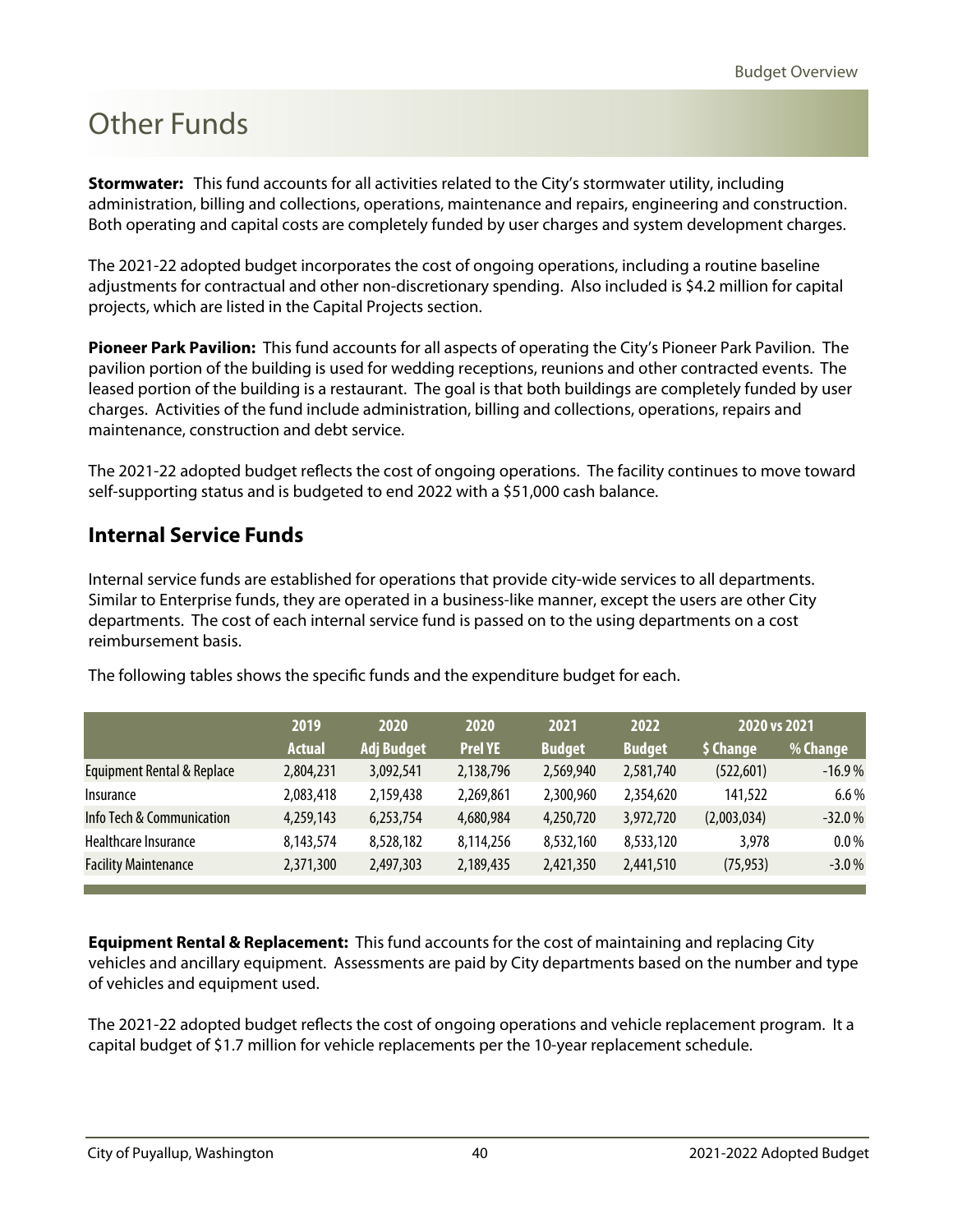# Other Funds

**Stormwater:** This fund accounts for all activities related to the City's stormwater utility, including administration, billing and collections, operations, maintenance and repairs, engineering and construction. Both operating and capital costs are completely funded by user charges and system development charges.

The 2021-22 adopted budget incorporates the cost of ongoing operations, including a routine baseline adjustments for contractual and other non-discretionary spending. Also included is $4.2 million for capital projects, which are listed in the Capital Projects section.

**Pioneer Park Pavilion:** This fund accounts for all aspects of operating the City's Pioneer Park Pavilion. The pavilion portion of the building is used for wedding receptions, reunions and other contracted events. The leased portion of the building is a restaurant. The goal is that both buildings are completely funded by user charges. Activities of the fund include administration, billing and collections, operations, repairs and maintenance, construction and debt service.

The 2021-22 adopted budget reflects the cost of ongoing operations. The facility continues to move toward self-supporting status and is budgeted to end 2022 with a $51,000 cash balance.

## Internal Service Funds

Internal service funds are established for operations that provide city-wide services to all departments. Similar to Enterprise funds, they are operated in a business-like manner, except the users are other City departments. The cost of each internal service fund is passed on to the using departments on a cost reimbursement basis.

The following tables shows the specific funds and the expenditure budget for each.

| | 2019 | 2020 | 2020 | 2021 | 2022 | 2020 vs 2021 | |
|---|---|---|---|---|---|---|---|
| | Actual | Adj Budget | Prel YE | Budget | Budget | $ Change | % Change |
| Equipment Rental & Replace | 2,804,231 | 3,092,541 | 2,138,796 | 2,569,940 | 2,581,740 | (522,601) | -16.9 % |
| Insurance | 2,083,418 | 2,159,438 | 2,269,861 | 2,300,960 | 2,354,620 | 141,522 | 6.6 % |
| Info Tech & Communication | 4,259,143 | 6,253,754 | 4,680,984 | 4,250,720 | 3,972,720 | (2,003,034) | -32.0 % |
| Healthcare Insurance | 8,143,574 | 8,528,182 | 8,114,256 | 8,532,160 | 8,533,120 | 3,978 | 0.0 % |
| Facility Maintenance | 2,371,300 | 2,497,303 | 2,189,435 | 2,421,350 | 2,441,510 | (75,953) | -3.0 % |

**Equipment Rental & Replacement:** This fund accounts for the cost of maintaining and replacing City vehicles and ancillary equipment. Assessments are paid by City departments based on the number and type of vehicles and equipment used.

The 2021-22 adopted budget reflects the cost of ongoing operations and vehicle replacement program. It a capital budget of $1.7 million for vehicle replacements per the 10-year replacement schedule.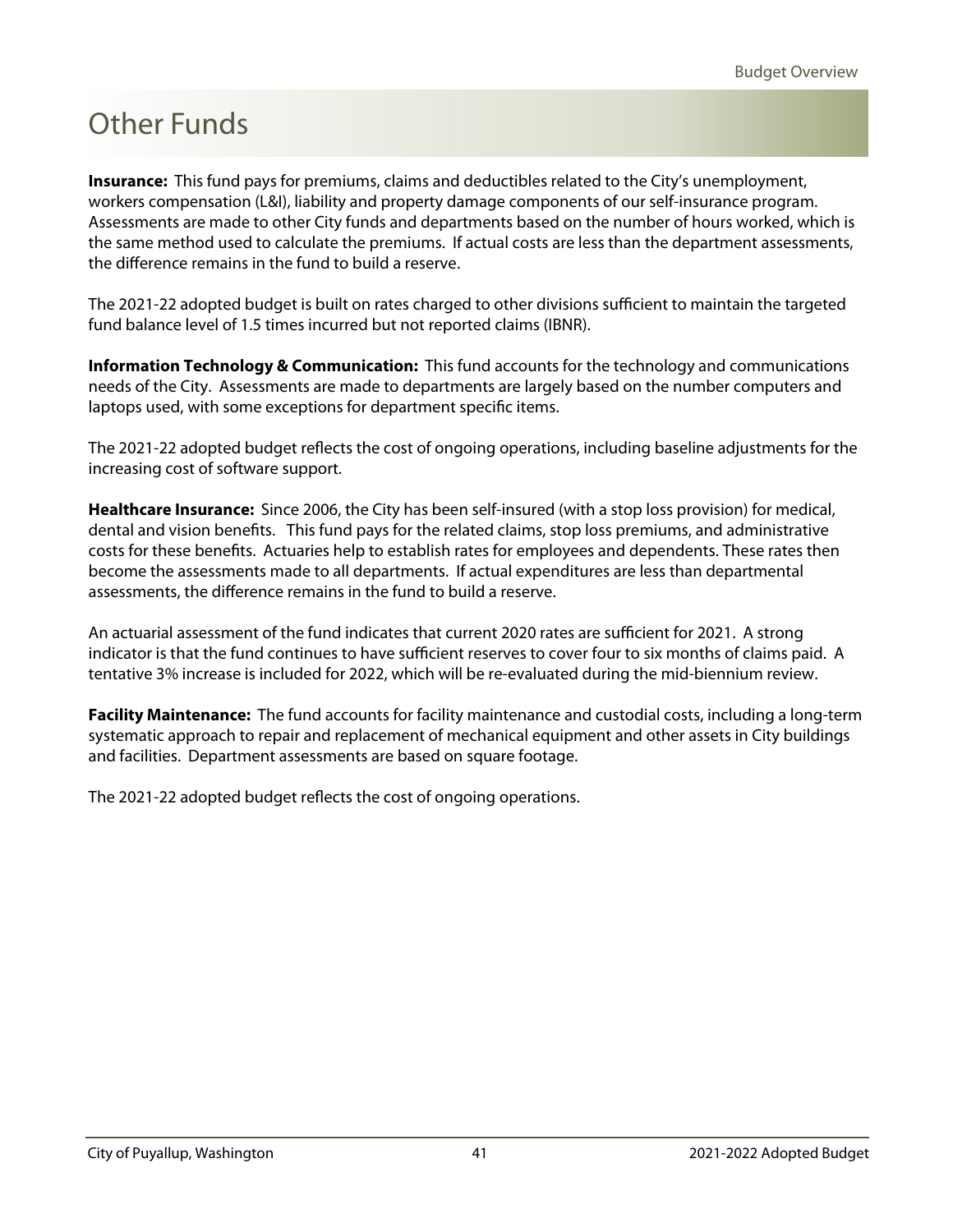# Other Funds

**Insurance:** This fund pays for premiums, claims and deductibles related to the City's unemployment, workers compensation (L&I), liability and property damage components of our self-insurance program. Assessments are made to other City funds and departments based on the number of hours worked, which is the same method used to calculate the premiums. If actual costs are less than the department assessments, the difference remains in the fund to build a reserve.

The 2021-22 adopted budget is built on rates charged to other divisions sufficient to maintain the targeted fund balance level of 1.5 times incurred but not reported claims (IBNR).

**Information Technology & Communication:** This fund accounts for the technology and communications needs of the City. Assessments are made to departments are largely based on the number computers and laptops used, with some exceptions for department specific items.

The 2021-22 adopted budget reflects the cost of ongoing operations, including baseline adjustments for the increasing cost of software support.

**Healthcare Insurance:** Since 2006, the City has been self-insured (with a stop loss provision) for medical, dental and vision benefits. This fund pays for the related claims, stop loss premiums, and administrative costs for these benefits. Actuaries help to establish rates for employees and dependents. These rates then become the assessments made to all departments. If actual expenditures are less than departmental assessments, the difference remains in the fund to build a reserve.

An actuarial assessment of the fund indicates that current 2020 rates are sufficient for 2021. A strong indicator is that the fund continues to have sufficient reserves to cover four to six months of claims paid. A tentative 3% increase is included for 2022, which will be re-evaluated during the mid-biennium review.

**Facility Maintenance:** The fund accounts for facility maintenance and custodial costs, including a long-term systematic approach to repair and replacement of mechanical equipment and other assets in City buildings and facilities. Department assessments are based on square footage.

The 2021-22 adopted budget reflects the cost of ongoing operations.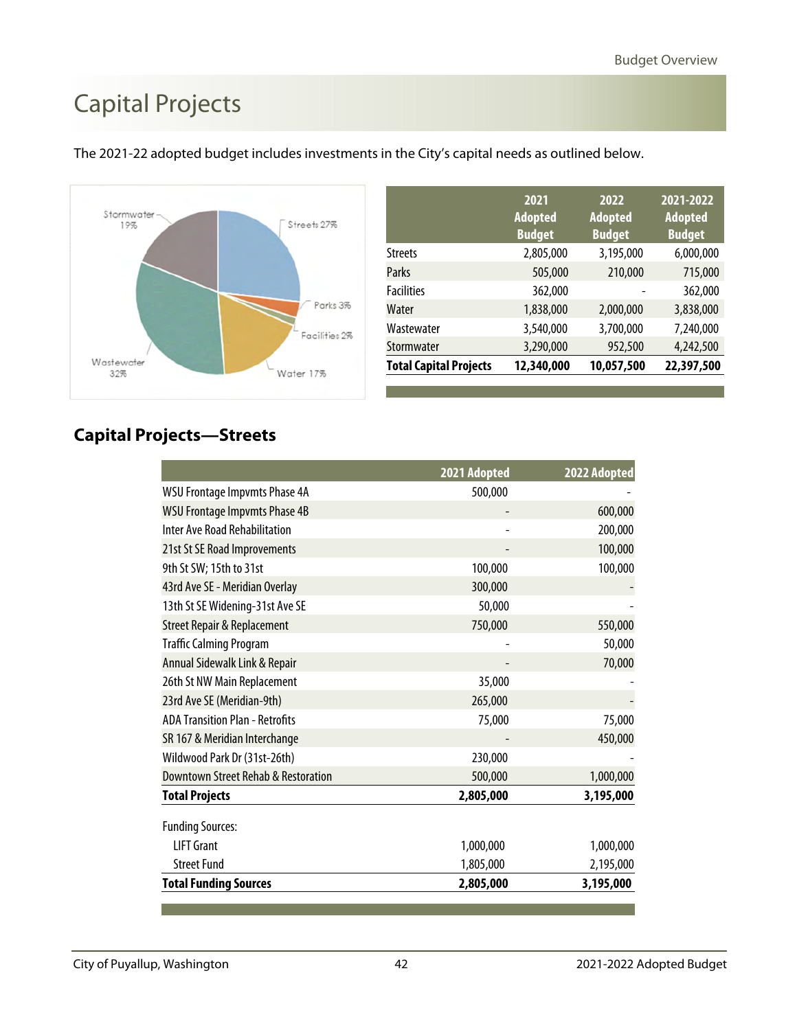# Capital Projects

The 2021-22 adopted budget includes investments in the City's capital needs as outlined below.

Stormwater 19%, Streets 27%, Parks 3%, Facilities 2%, Water 17%, Wastewater 32%

| | 2021 Adopted Budget | 2022 Adopted Budget | 2021-2022 Adopted Budget |
|---|---|---|---|
| Streets | 2,805,000 | 3,195,000 | 6,000,000 |
| Parks | 505,000 | 210,000 | 715,000 |
| Facilities | 362,000 | - | 362,000 |
| Water | 1,838,000 | 2,000,000 | 3,838,000 |
| Wastewater | 3,540,000 | 3,700,000 | 7,240,000 |
| Stormwater | 3,290,000 | 952,500 | 4,242,500 |
| **Total Capital Projects** | **12,340,000** | **10,057,500** | **22,397,500** |

## Capital Projects—Streets

| | 2021 Adopted | 2022 Adopted |
|---|---|---|
| WSU Frontage Impvmts Phase 4A | 500,000 | - |
| WSU Frontage Impvmts Phase 4B | - | 600,000 |
| Inter Ave Road Rehabilitation | - | 200,000 |
| 21st St SE Road Improvements | - | 100,000 |
| 9th St SW; 15th to 31st | 100,000 | 100,000 |
| 43rd Ave SE - Meridian Overlay | 300,000 | - |
| 13th St SE Widening-31st Ave SE | 50,000 | - |
| Street Repair & Replacement | 750,000 | 550,000 |
| Traffic Calming Program | - | 50,000 |
| Annual Sidewalk Link & Repair | - | 70,000 |
| 26th St NW Main Replacement | 35,000 | - |
| 23rd Ave SE (Meridian-9th) | 265,000 | - |
| ADA Transition Plan - Retrofits | 75,000 | 75,000 |
| SR 167 & Meridian Interchange | - | 450,000 |
| Wildwood Park Dr (31st-26th) | 230,000 | - |
| Downtown Street Rehab & Restoration | 500,000 | 1,000,000 |
| **Total Projects** | **2,805,000** | **3,195,000** |
| Funding Sources: | | |
| LIFT Grant | 1,000,000 | 1,000,000 |
| Street Fund | 1,805,000 | 2,195,000 |
| **Total Funding Sources** | **2,805,000** | **3,195,000** |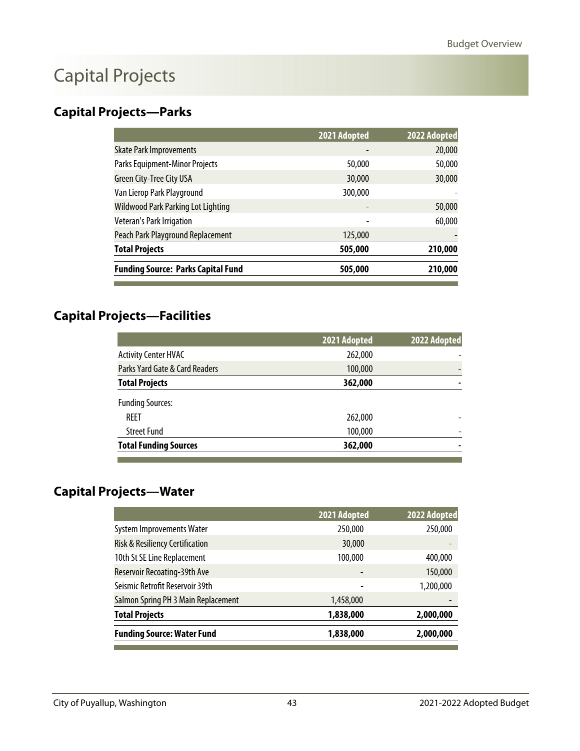# Capital Projects

## Capital Projects—Parks

| | 2021 Adopted | 2022 Adopted |
|---|---|---|
| Skate Park Improvements | - | 20,000 |
| Parks Equipment-Minor Projects | 50,000 | 50,000 |
| Green City-Tree City USA | 30,000 | 30,000 |
| Van Lierop Park Playground | 300,000 | - |
| Wildwood Park Parking Lot Lighting | - | 50,000 |
| Veteran's Park Irrigation | - | 60,000 |
| Peach Park Playground Replacement | 125,000 | - |
| **Total Projects** | **505,000** | **210,000** |
| **Funding Source: Parks Capital Fund** | **505,000** | **210,000** |

## Capital Projects—Facilities

| | 2021 Adopted | 2022 Adopted |
|---|---|---|
| Activity Center HVAC | 262,000 | - |
| Parks Yard Gate & Card Readers | 100,000 | - |
| **Total Projects** | **362,000** | **-** |
| Funding Sources: | | |
| REET | 262,000 | - |
| Street Fund | 100,000 | - |
| **Total Funding Sources** | **362,000** | **-** |

## Capital Projects—Water

| | 2021 Adopted | 2022 Adopted |
|---|---|---|
| System Improvements Water | 250,000 | 250,000 |
| Risk & Resiliency Certification | 30,000 | - |
| 10th St SE Line Replacement | 100,000 | 400,000 |
| Reservoir Recoating-39th Ave | - | 150,000 |
| Seismic Retrofit Reservoir 39th | - | 1,200,000 |
| Salmon Spring PH 3 Main Replacement | 1,458,000 | - |
| **Total Projects** | **1,838,000** | **2,000,000** |
| **Funding Source: Water Fund** | **1,838,000** | **2,000,000** |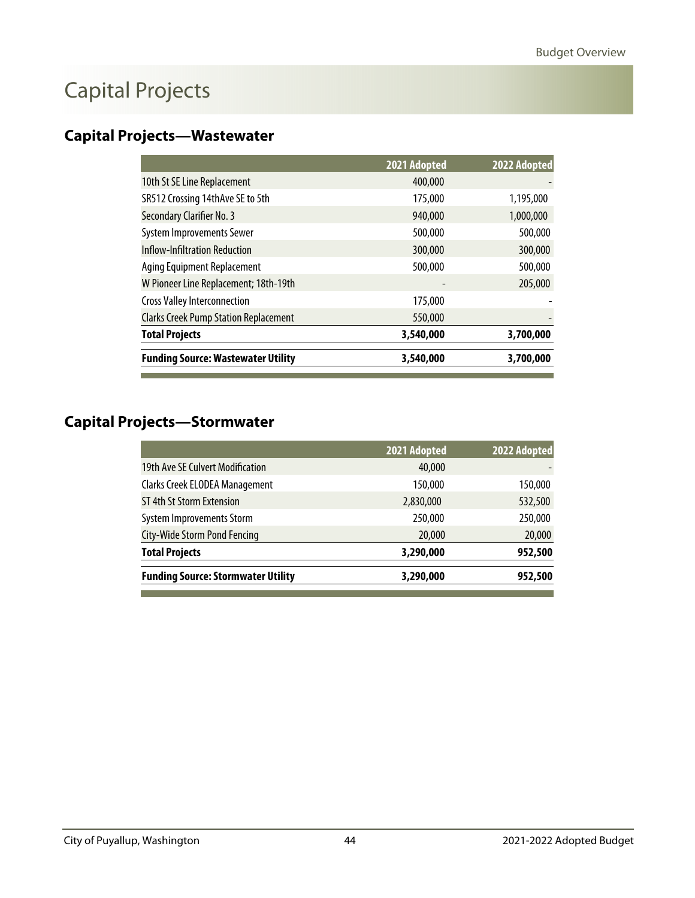# Capital Projects

## Capital Projects—Wastewater

| | 2021 Adopted | 2022 Adopted |
|---|---|---|
| 10th St SE Line Replacement | 400,000 | - |
| SR512 Crossing 14thAve SE to 5th | 175,000 | 1,195,000 |
| Secondary Clarifier No. 3 | 940,000 | 1,000,000 |
| System Improvements Sewer | 500,000 | 500,000 |
| Inflow-Infiltration Reduction | 300,000 | 300,000 |
| Aging Equipment Replacement | 500,000 | 500,000 |
| W Pioneer Line Replacement; 18th-19th | - | 205,000 |
| Cross Valley Interconnection | 175,000 | - |
| Clarks Creek Pump Station Replacement | 550,000 | - |
| **Total Projects** | **3,540,000** | **3,700,000** |
| **Funding Source: Wastewater Utility** | **3,540,000** | **3,700,000** |

## Capital Projects—Stormwater

| | 2021 Adopted | 2022 Adopted |
|---|---|---|
| 19th Ave SE Culvert Modification | 40,000 | - |
| Clarks Creek ELODEA Management | 150,000 | 150,000 |
| ST 4th St Storm Extension | 2,830,000 | 532,500 |
| System Improvements Storm | 250,000 | 250,000 |
| City-Wide Storm Pond Fencing | 20,000 | 20,000 |
| **Total Projects** | **3,290,000** | **952,500** |
| **Funding Source: Stormwater Utility** | **3,290,000** | **952,500** |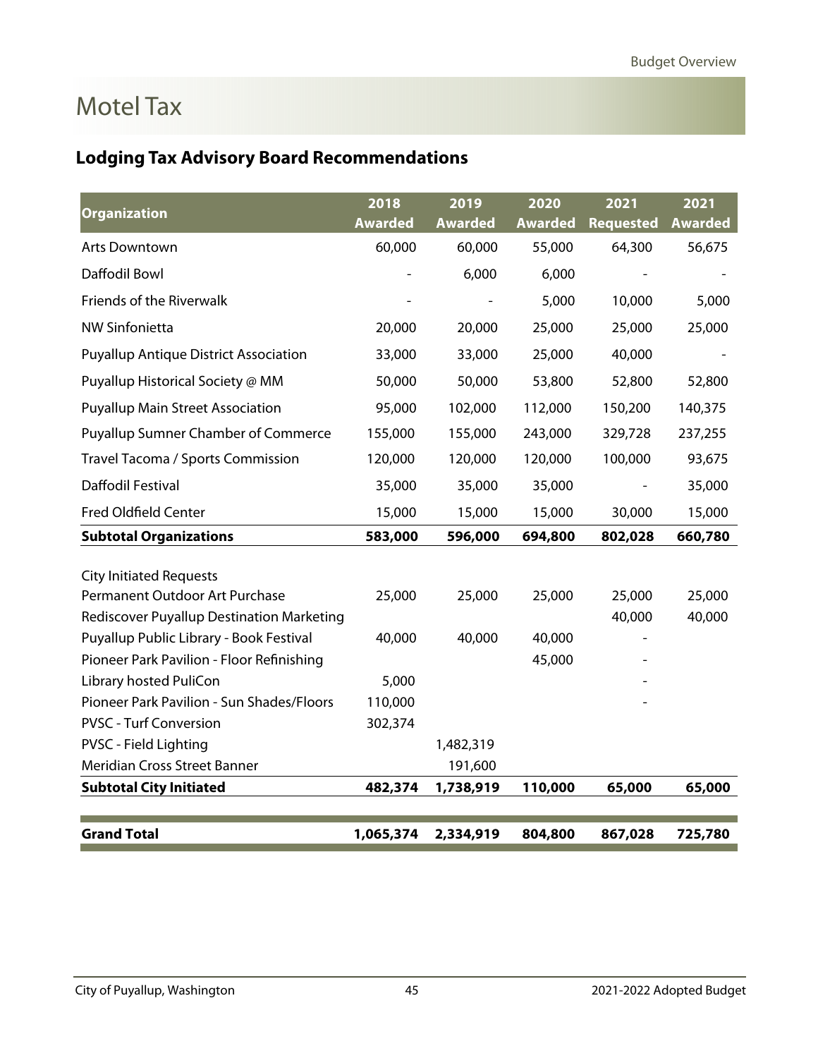# Motel Tax

## Lodging Tax Advisory Board Recommendations

| Organization | 2018 Awarded | 2019 Awarded | 2020 Awarded | 2021 Requested | 2021 Awarded |
|---|---|---|---|---|---|
| Arts Downtown | 60,000 | 60,000 | 55,000 | 64,300 | 56,675 |
| Daffodil Bowl | - | 6,000 | 6,000 | - | - |
| Friends of the Riverwalk | - | - | 5,000 | 10,000 | 5,000 |
| NW Sinfonietta | 20,000 | 20,000 | 25,000 | 25,000 | 25,000 |
| Puyallup Antique District Association | 33,000 | 33,000 | 25,000 | 40,000 | - |
| Puyallup Historical Society @ MM | 50,000 | 50,000 | 53,800 | 52,800 | 52,800 |
| Puyallup Main Street Association | 95,000 | 102,000 | 112,000 | 150,200 | 140,375 |
| Puyallup Sumner Chamber of Commerce | 155,000 | 155,000 | 243,000 | 329,728 | 237,255 |
| Travel Tacoma / Sports Commission | 120,000 | 120,000 | 120,000 | 100,000 | 93,675 |
| Daffodil Festival | 35,000 | 35,000 | 35,000 | - | 35,000 |
| Fred Oldfield Center | 15,000 | 15,000 | 15,000 | 30,000 | 15,000 |
| **Subtotal Organizations** | **583,000** | **596,000** | **694,800** | **802,028** | **660,780** |
| City Initiated Requests | | | | | |
| Permanent Outdoor Art Purchase | 25,000 | 25,000 | 25,000 | 25,000 | 25,000 |
| Rediscover Puyallup Destination Marketing | | | | 40,000 | 40,000 |
| Puyallup Public Library - Book Festival | 40,000 | 40,000 | 40,000 | - | |
| Pioneer Park Pavilion - Floor Refinishing | | | 45,000 | - | |
| Library hosted PuliCon | 5,000 | | | - | |
| Pioneer Park Pavilion - Sun Shades/Floors | 110,000 | | | - | |
| PVSC - Turf Conversion | 302,374 | | | | |
| PVSC - Field Lighting | | 1,482,319 | | | |
| Meridian Cross Street Banner | | 191,600 | | | |
| **Subtotal City Initiated** | **482,374** | **1,738,919** | **110,000** | **65,000** | **65,000** |
| **Grand Total** | **1,065,374** | **2,334,919** | **804,800** | **867,028** | **725,780** |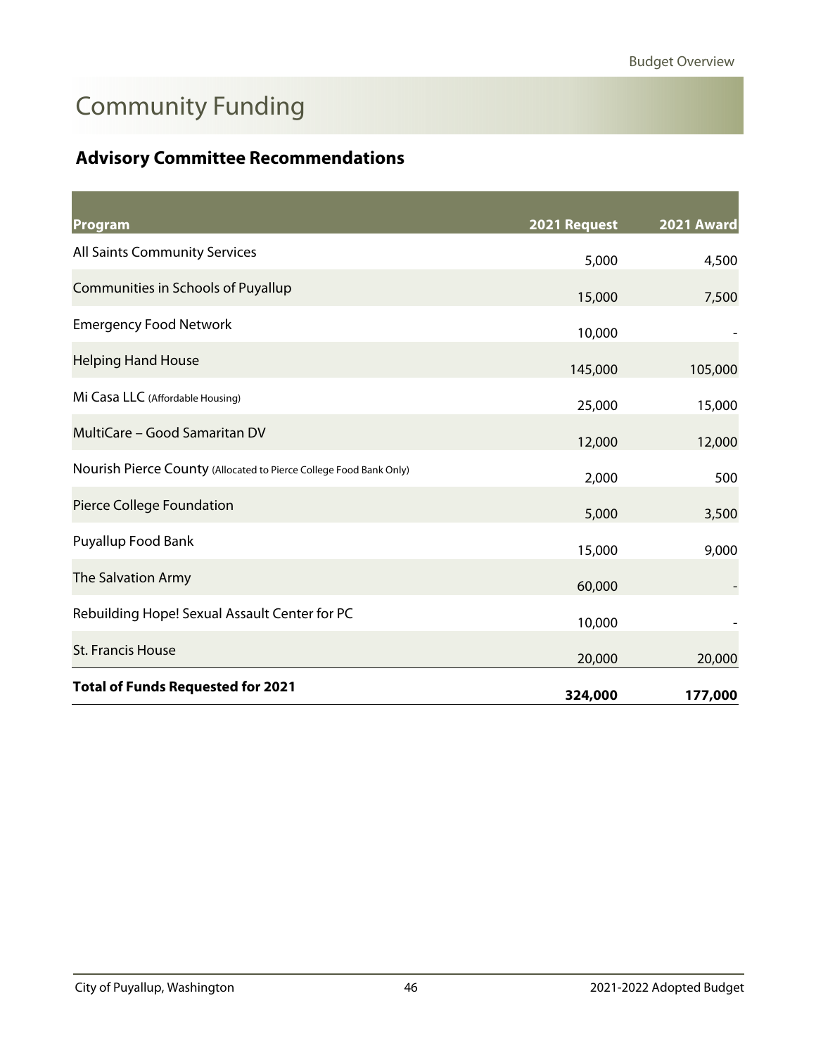# Community Funding

## Advisory Committee Recommendations

| Program | 2021 Request | 2021 Award |
|---|---|---|
| All Saints Community Services | 5,000 | 4,500 |
| Communities in Schools of Puyallup | 15,000 | 7,500 |
| Emergency Food Network | 10,000 | - |
| Helping Hand House | 145,000 | 105,000 |
| Mi Casa LLC (Affordable Housing) | 25,000 | 15,000 |
| MultiCare – Good Samaritan DV | 12,000 | 12,000 |
| Nourish Pierce County (Allocated to Pierce College Food Bank Only) | 2,000 | 500 |
| Pierce College Foundation | 5,000 | 3,500 |
| Puyallup Food Bank | 15,000 | 9,000 |
| The Salvation Army | 60,000 | - |
| Rebuilding Hope! Sexual Assault Center for PC | 10,000 | - |
| St. Francis House | 20,000 | 20,000 |
| **Total of Funds Requested for 2021** | **324,000** | **177,000** |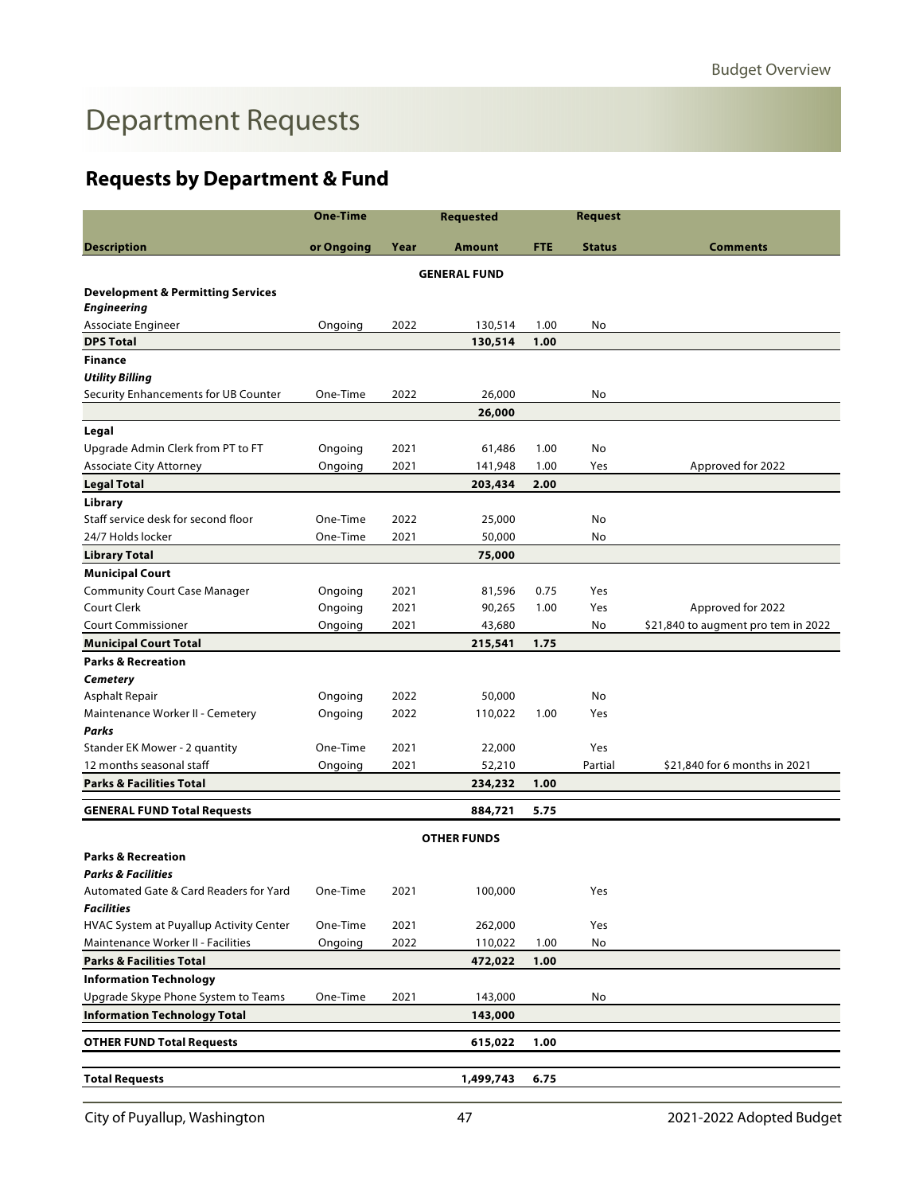# Department Requests

## Requests by Department & Fund

| Description | One-Time or Ongoing | Year | Requested Amount | FTE | Request Status | Comments |
|---|---|---|---|---|---|---|
| | | | **GENERAL FUND** | | | |
| **Development & Permitting Services** | | | | | | |
| ***Engineering*** | | | | | | |
| Associate Engineer | Ongoing | 2022 | 130,514 | 1.00 | No | |
| **DPS Total** | | | **130,514** | **1.00** | | |
| **Finance** | | | | | | |
| ***Utility Billing*** | | | | | | |
| Security Enhancements for UB Counter | One-Time | 2022 | 26,000 | | No | |
| | | | **26,000** | | | |
| **Legal** | | | | | | |
| Upgrade Admin Clerk from PT to FT | Ongoing | 2021 | 61,486 | 1.00 | No | |
| Associate City Attorney | Ongoing | 2021 | 141,948 | 1.00 | Yes | Approved for 2022 |
| **Legal Total** | | | **203,434** | **2.00** | | |
| **Library** | | | | | | |
| Staff service desk for second floor | One-Time | 2022 | 25,000 | | No | |
| 24/7 Holds locker | One-Time | 2021 | 50,000 | | No | |
| **Library Total** | | | **75,000** | | | |
| **Municipal Court** | | | | | | |
| Community Court Case Manager | Ongoing | 2021 | 81,596 | 0.75 | Yes | |
| Court Clerk | Ongoing | 2021 | 90,265 | 1.00 | Yes | Approved for 2022 |
| Court Commissioner | Ongoing | 2021 | 43,680 | | No | $21,840 to augment pro tem in 2022 |
| **Municipal Court Total** | | | **215,541** | **1.75** | | |
| **Parks & Recreation** | | | | | | |
| ***Cemetery*** | | | | | | |
| Asphalt Repair | Ongoing | 2022 | 50,000 | | No | |
| Maintenance Worker II - Cemetery | Ongoing | 2022 | 110,022 | 1.00 | Yes | |
| ***Parks*** | | | | | | |
| Stander EK Mower - 2 quantity | One-Time | 2021 | 22,000 | | Yes | |
| 12 months seasonal staff | Ongoing | 2021 | 52,210 | | Partial | $21,840 for 6 months in 2021 |
| **Parks & Facilities Total** | | | **234,232** | **1.00** | | |
| **GENERAL FUND Total Requests** | | | **884,721** | **5.75** | | |
| | | | **OTHER FUNDS** | | | |
| **Parks & Recreation** | | | | | | |
| ***Parks & Facilities*** | | | | | | |
| Automated Gate & Card Readers for Yard | One-Time | 2021 | 100,000 | | Yes | |
| ***Facilities*** | | | | | | |
| HVAC System at Puyallup Activity Center | One-Time | 2021 | 262,000 | | Yes | |
| Maintenance Worker II - Facilities | Ongoing | 2022 | 110,022 | 1.00 | No | |
| **Parks & Facilities Total** | | | **472,022** | **1.00** | | |
| **Information Technology** | | | | | | |
| Upgrade Skype Phone System to Teams | One-Time | 2021 | 143,000 | | No | |
| **Information Technology Total** | | | **143,000** | | | |
| **OTHER FUND Total Requests** | | | **615,022** | **1.00** | | |
| **Total Requests** | | | **1,499,743** | **6.75** | | |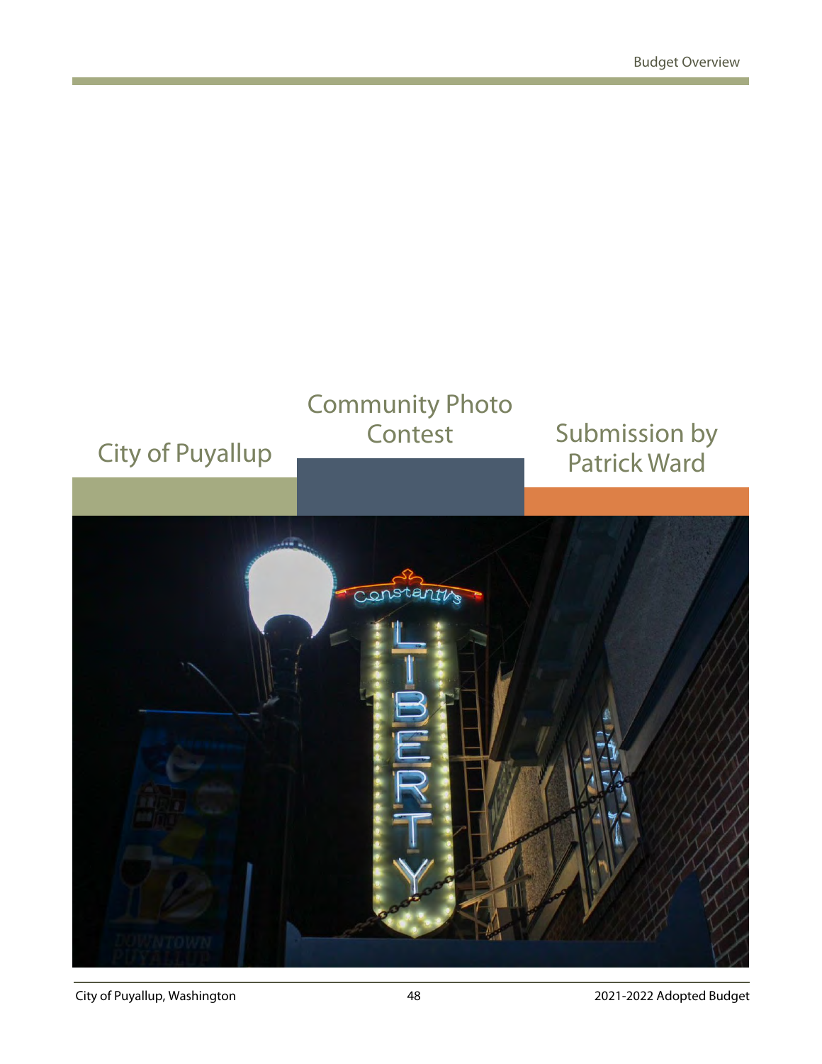City of Puyallup

Community Photo Contest

Submission by Patrick Ward